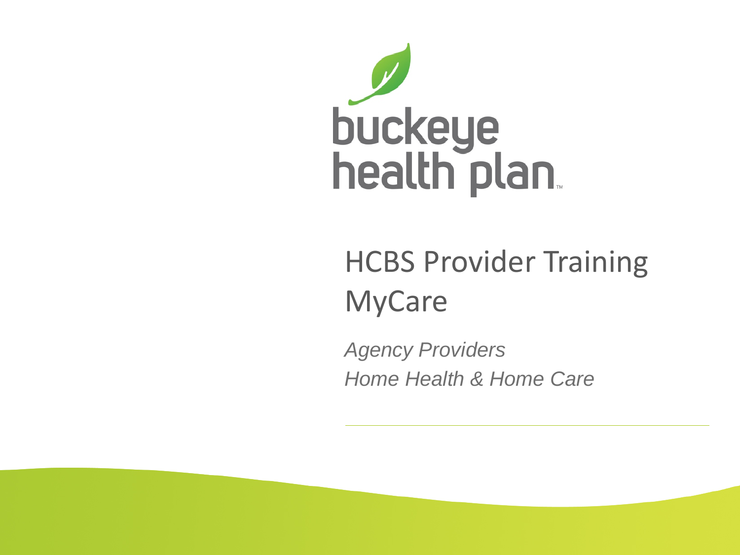buckeye health plan

# HCBS Provider Training MyCare

*Agency Providers*
*Home Health & Home Care*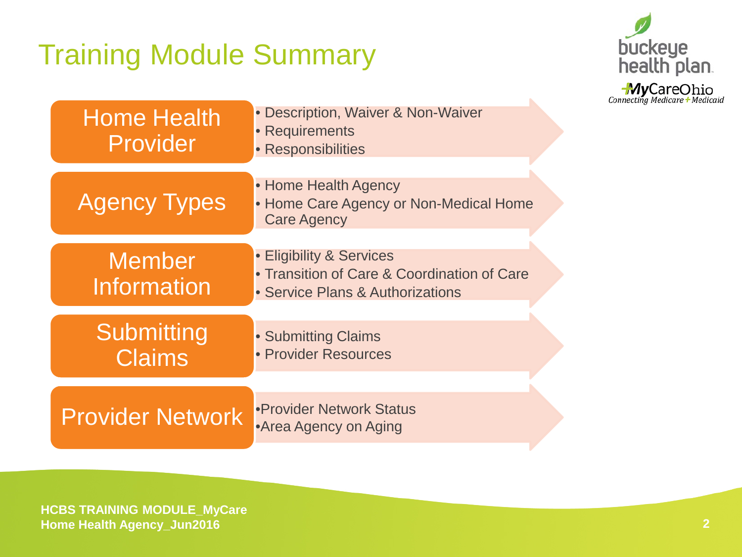# Training Module Summary

| | |
|---|---|
| **Home Health Provider** | • Description, Waiver & Non-Waiver<br>• Requirements<br>• Responsibilities |
| **Agency Types** | • Home Health Agency<br>• Home Care Agency or Non-Medical Home Care Agency |
| **Member Information** | • Eligibility & Services<br>• Transition of Care & Coordination of Care<br>• Service Plans & Authorizations |
| **Submitting Claims** | • Submitting Claims<br>• Provider Resources |
| **Provider Network** | • Provider Network Status<br>• Area Agency on Aging |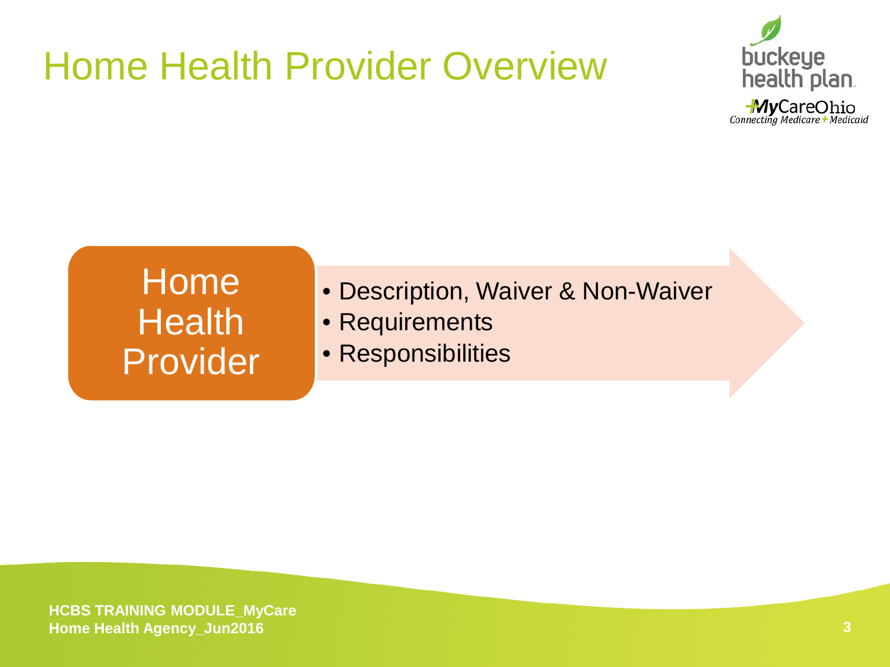# Home Health Provider Overview

**Home Health Provider**

- Description, Waiver & Non-Waiver
- Requirements
- Responsibilities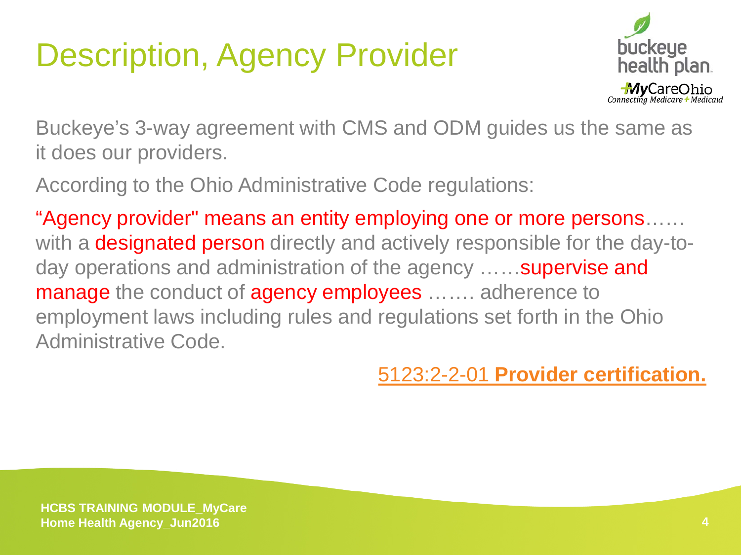# Description, Agency Provider

Buckeye's 3-way agreement with CMS and ODM guides us the same as it does our providers.

According to the Ohio Administrative Code regulations:

"Agency provider" means an entity employing one or more persons…… with a designated person directly and actively responsible for the day-to-day operations and administration of the agency ……supervise and manage the conduct of agency employees ……. adherence to employment laws including rules and regulations set forth in the Ohio Administrative Code.

5123:2-2-01 **Provider certification.**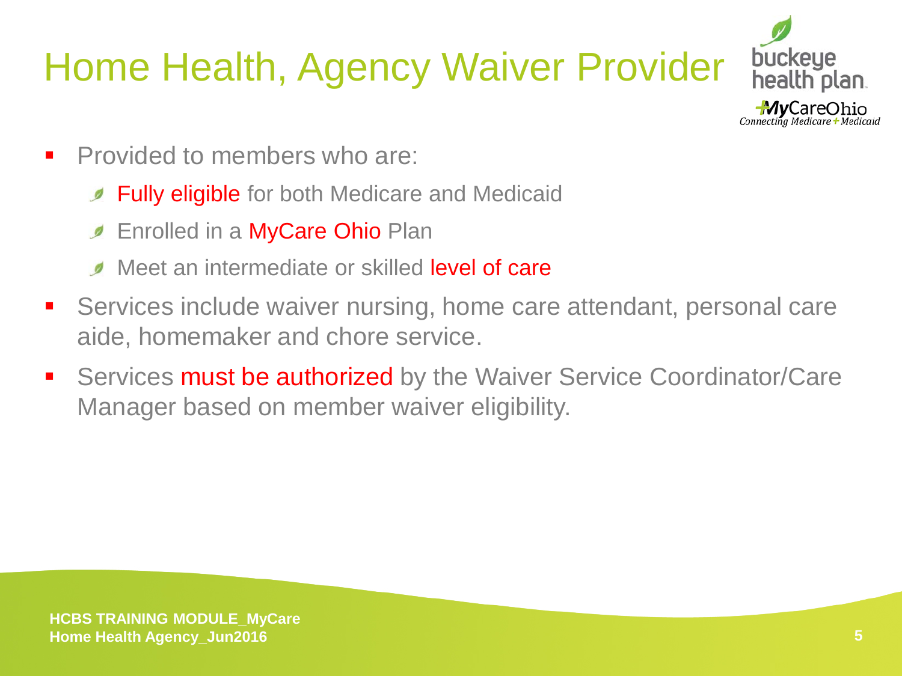# Home Health, Agency Waiver Provider

- Provided to members who are:
  - Fully eligible for both Medicare and Medicaid
  - Enrolled in a MyCare Ohio Plan
  - Meet an intermediate or skilled level of care
- Services include waiver nursing, home care attendant, personal care aide, homemaker and chore service.
- Services must be authorized by the Waiver Service Coordinator/Care Manager based on member waiver eligibility.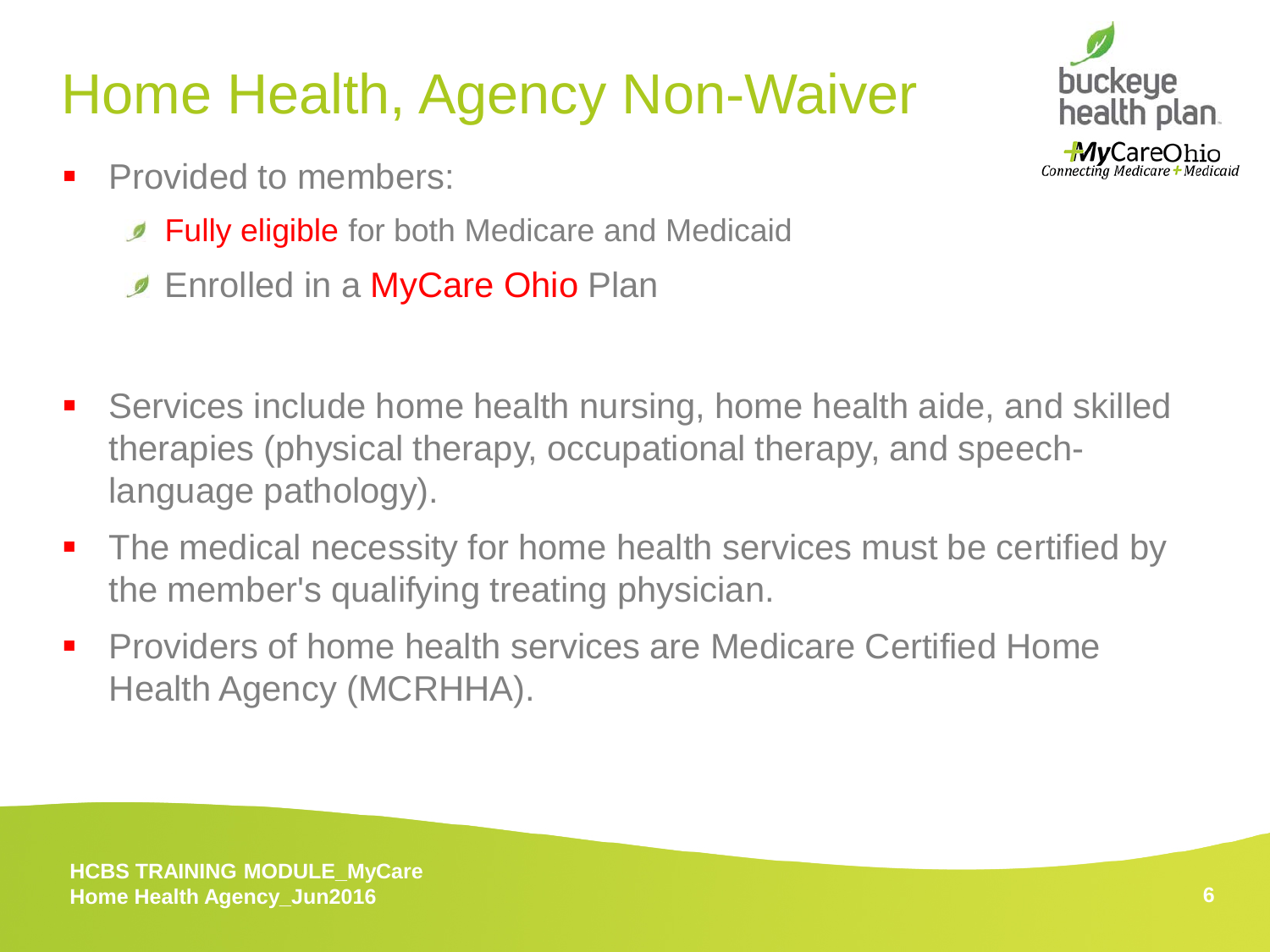# Home Health, Agency Non-Waiver

- Provided to members:
  - Fully eligible for both Medicare and Medicaid
  - Enrolled in a MyCare Ohio Plan

- Services include home health nursing, home health aide, and skilled therapies (physical therapy, occupational therapy, and speech-language pathology).
- The medical necessity for home health services must be certified by the member's qualifying treating physician.
- Providers of home health services are Medicare Certified Home Health Agency (MCRHHA).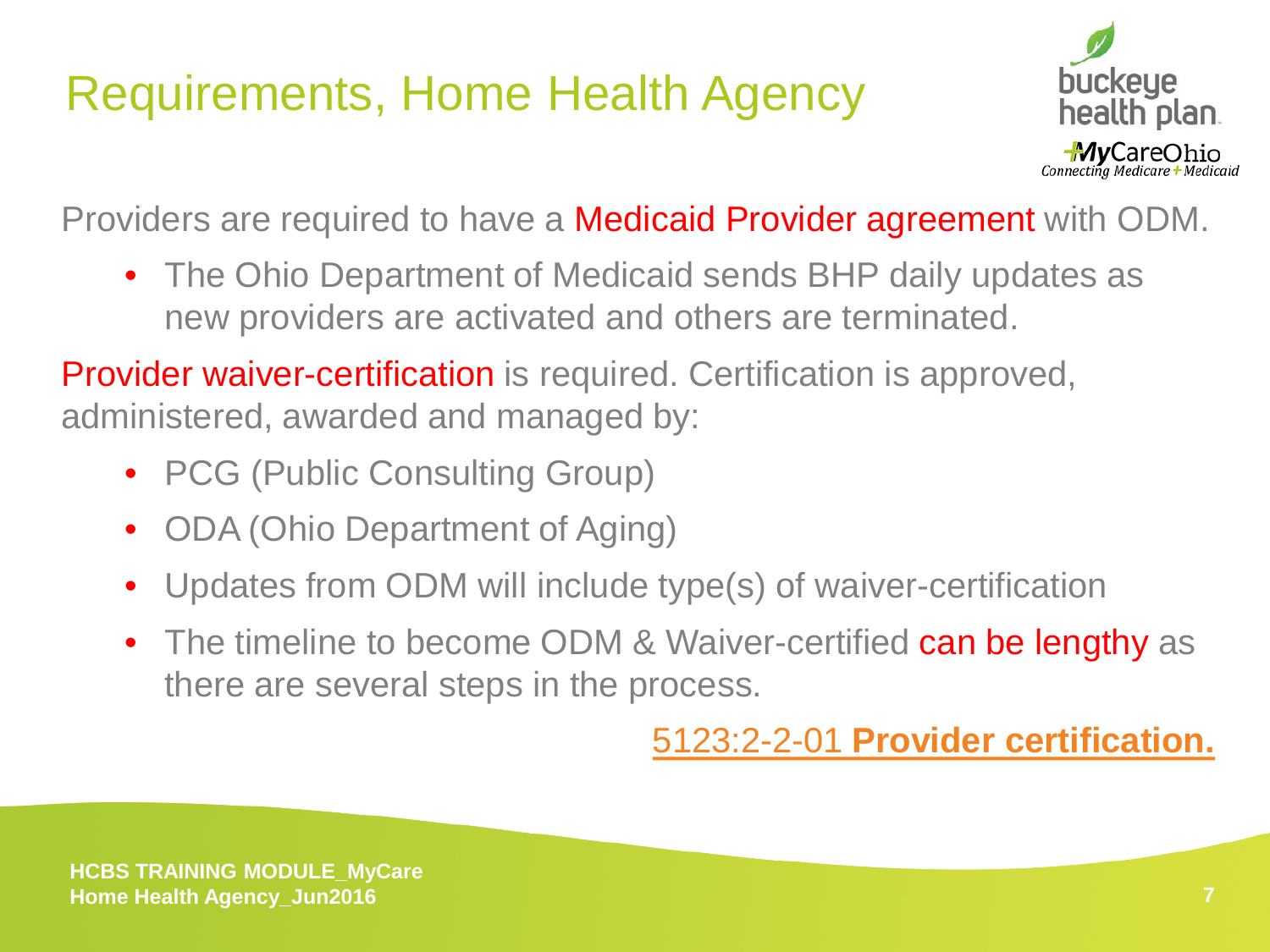# Requirements, Home Health Agency

Providers are required to have a Medicaid Provider agreement with ODM.

- The Ohio Department of Medicaid sends BHP daily updates as new providers are activated and others are terminated.

Provider waiver-certification is required. Certification is approved, administered, awarded and managed by:

- PCG (Public Consulting Group)
- ODA (Ohio Department of Aging)
- Updates from ODM will include type(s) of waiver-certification
- The timeline to become ODM & Waiver-certified can be lengthy as there are several steps in the process.

5123:2-2-01 **Provider certification.**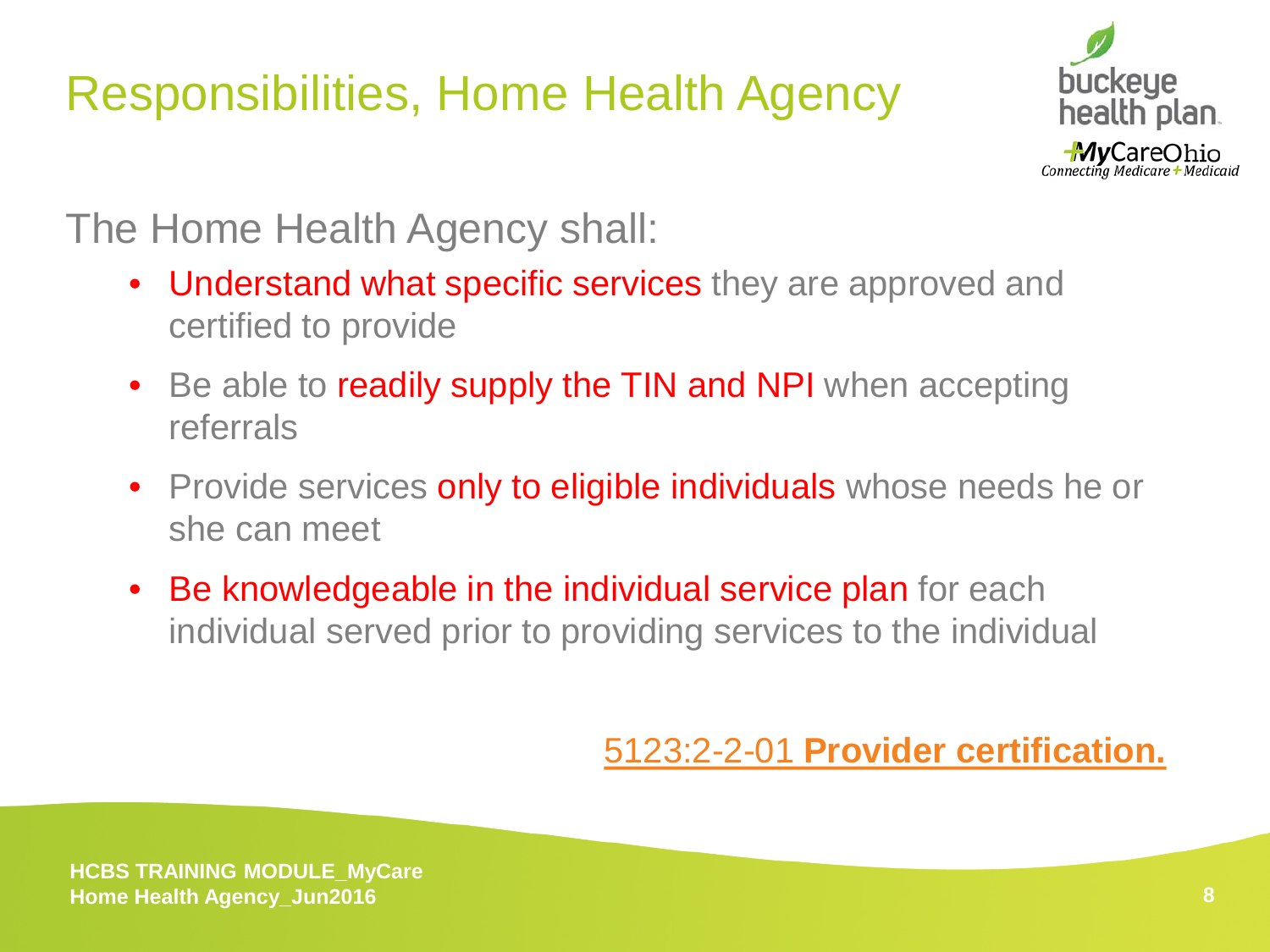# Responsibilities, Home Health Agency

The Home Health Agency shall:

- Understand what specific services they are approved and certified to provide
- Be able to readily supply the TIN and NPI when accepting referrals
- Provide services only to eligible individuals whose needs he or she can meet
- Be knowledgeable in the individual service plan for each individual served prior to providing services to the individual

5123:2-2-01 **Provider certification.**

**HCBS TRAINING MODULE_MyCare Home Health Agency_Jun2016**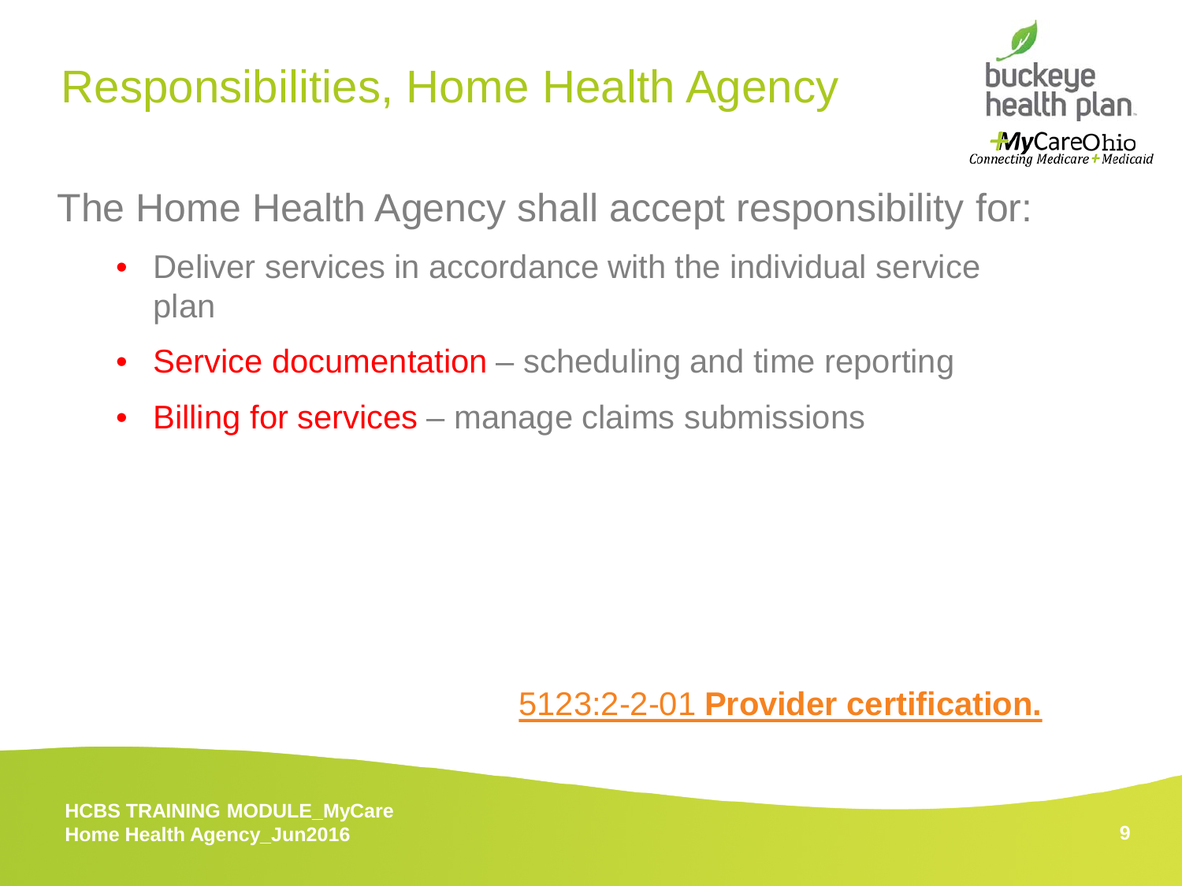# Responsibilities, Home Health Agency

The Home Health Agency shall accept responsibility for:

- Deliver services in accordance with the individual service plan
- Service documentation – scheduling and time reporting
- Billing for services – manage claims submissions

5123:2-2-01 **Provider certification.**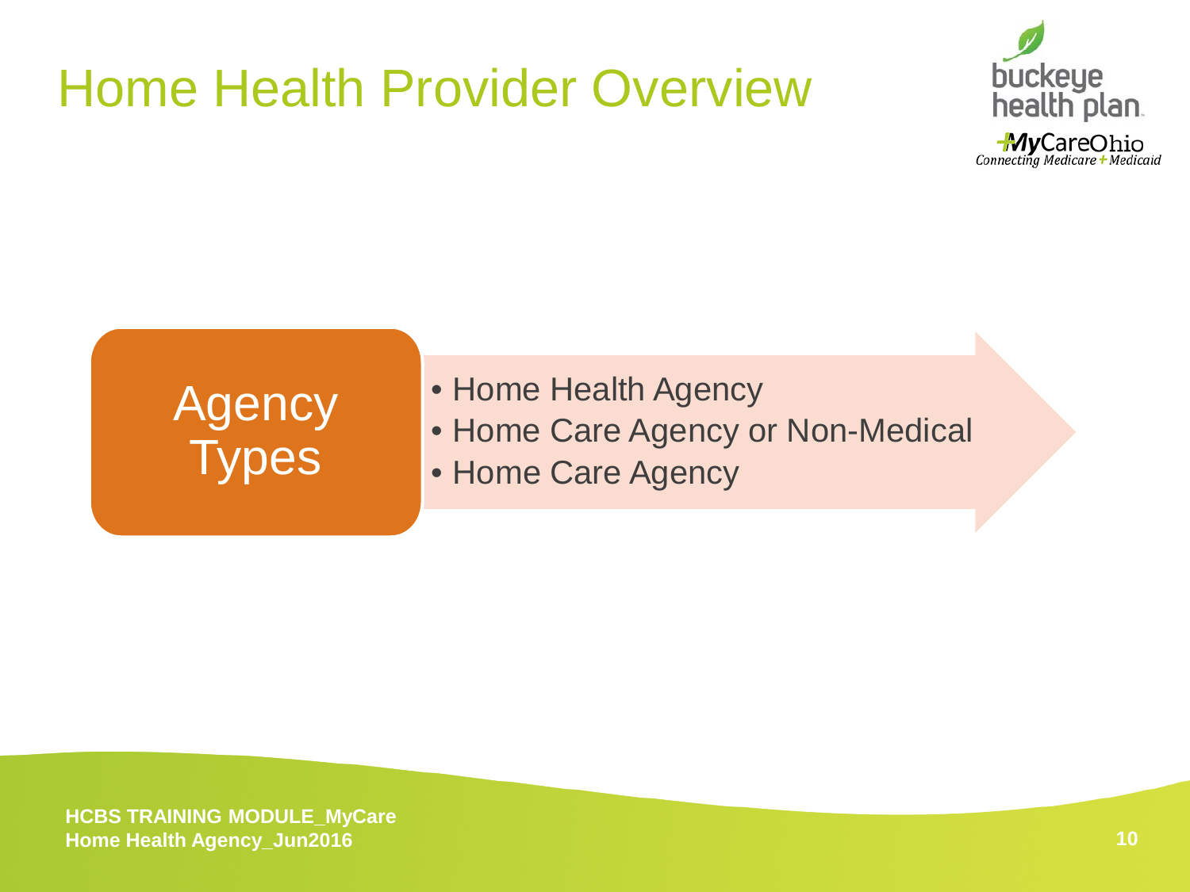# Home Health Provider Overview

## Agency Types

- Home Health Agency
- Home Care Agency or Non-Medical
- Home Care Agency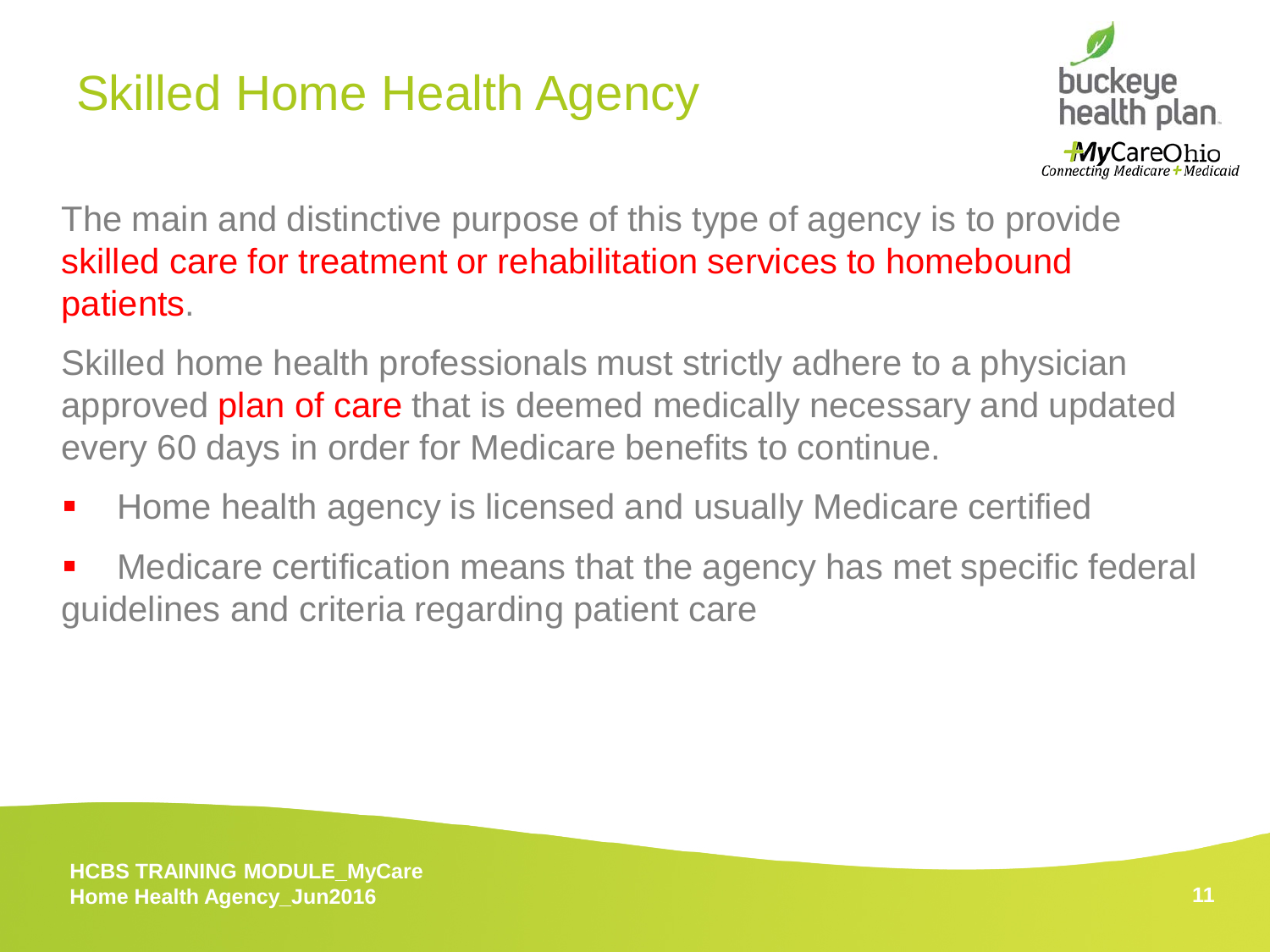# Skilled Home Health Agency

The main and distinctive purpose of this type of agency is to provide skilled care for treatment or rehabilitation services to homebound patients.

Skilled home health professionals must strictly adhere to a physician approved plan of care that is deemed medically necessary and updated every 60 days in order for Medicare benefits to continue.

- Home health agency is licensed and usually Medicare certified
- Medicare certification means that the agency has met specific federal guidelines and criteria regarding patient care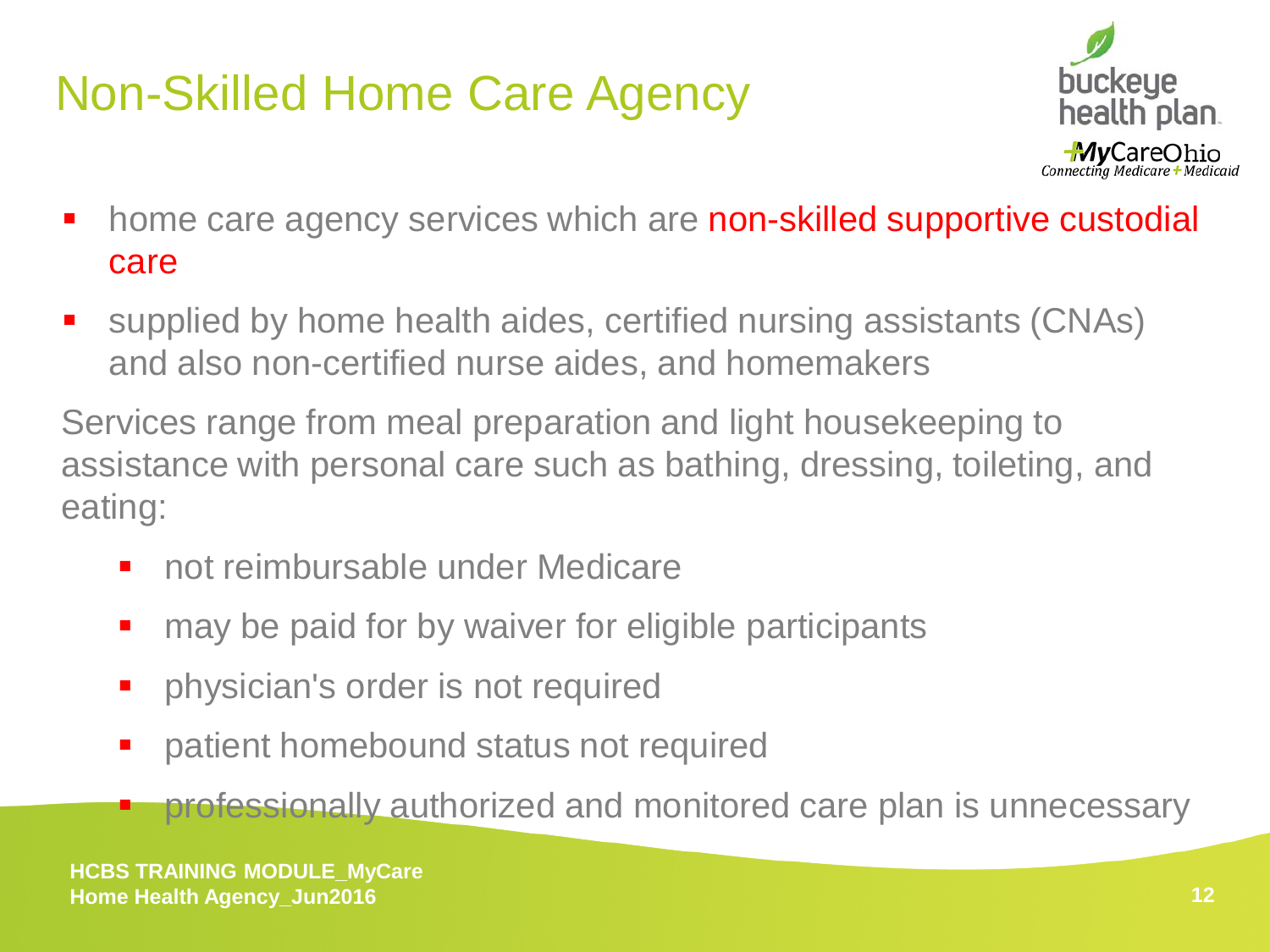# Non-Skilled Home Care Agency

- home care agency services which are non-skilled supportive custodial care
- supplied by home health aides, certified nursing assistants (CNAs) and also non-certified nurse aides, and homemakers

Services range from meal preparation and light housekeeping to assistance with personal care such as bathing, dressing, toileting, and eating:

- not reimbursable under Medicare
- may be paid for by waiver for eligible participants
- physician's order is not required
- patient homebound status not required
- professionally authorized and monitored care plan is unnecessary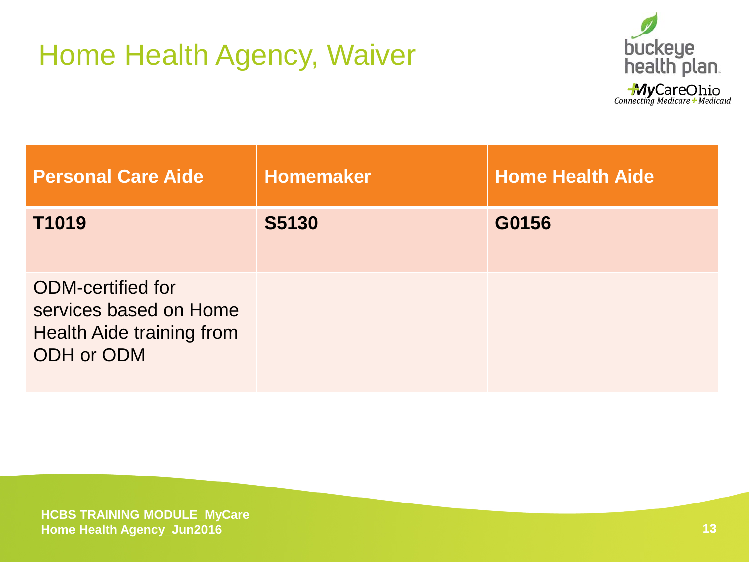# Home Health Agency, Waiver

| Personal Care Aide | Homemaker | Home Health Aide |
|---|---|---|
| **T1019** | **S5130** | **G0156** |
| ODM-certified for services based on Home Health Aide training from ODH or ODM | | |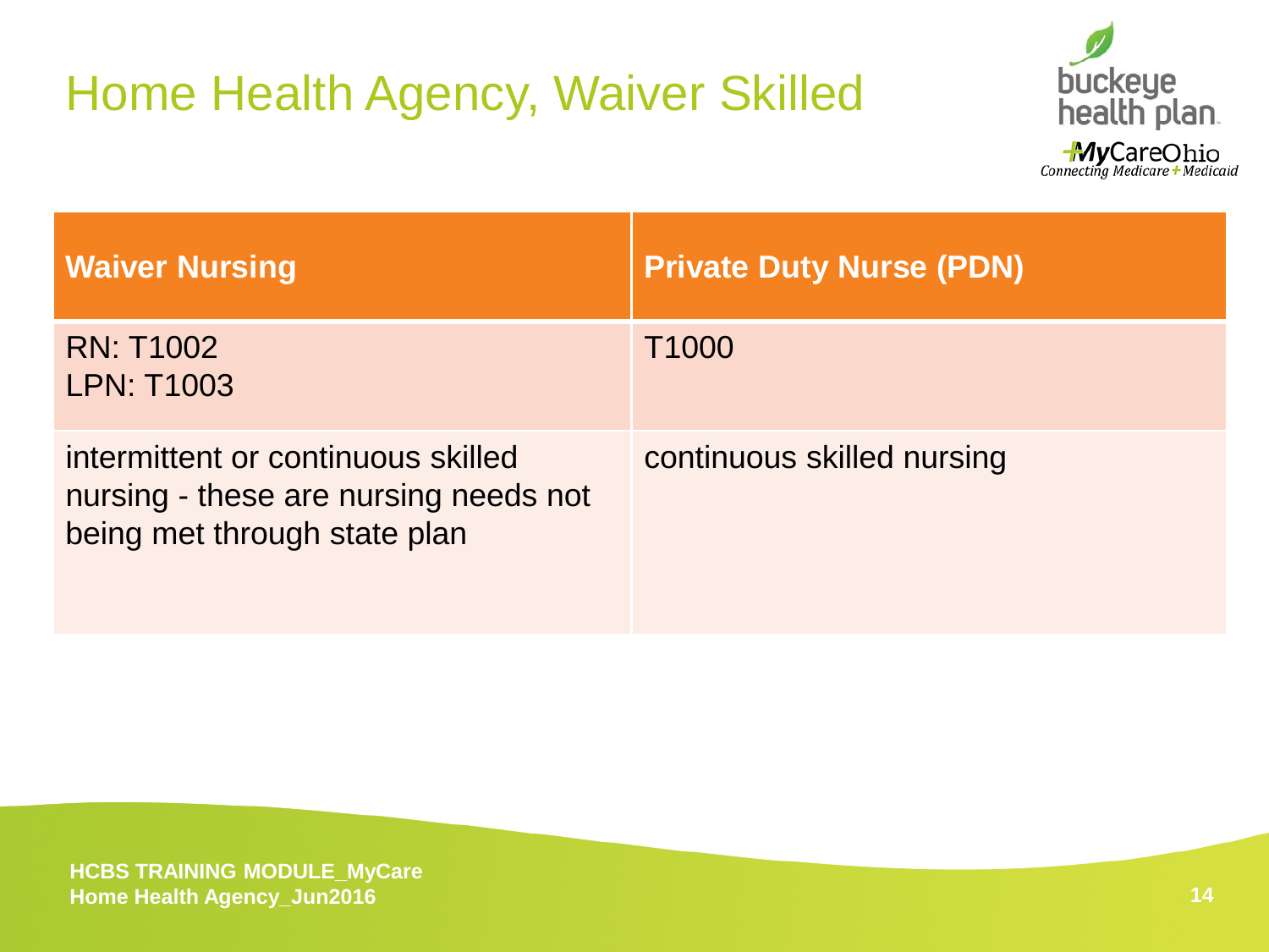# Home Health Agency, Waiver Skilled

| Waiver Nursing | Private Duty Nurse (PDN) |
| --- | --- |
| RN: T1002<br>LPN: T1003 | T1000 |
| intermittent or continuous skilled nursing - these are nursing needs not being met through state plan | continuous skilled nursing |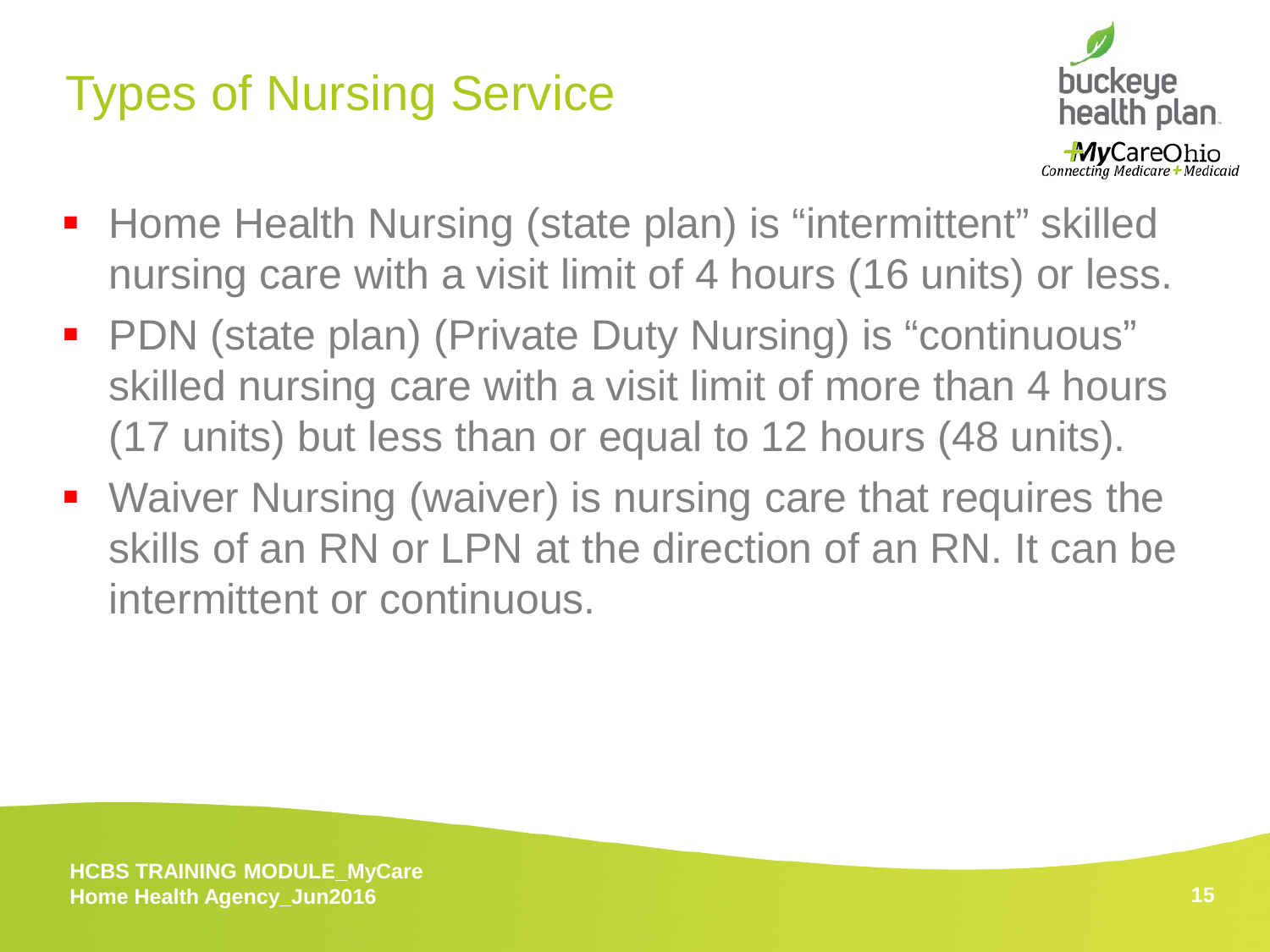# Types of Nursing Service

- Home Health Nursing (state plan) is “intermittent” skilled nursing care with a visit limit of 4 hours (16 units) or less.
- PDN (state plan) (Private Duty Nursing) is “continuous” skilled nursing care with a visit limit of more than 4 hours (17 units) but less than or equal to 12 hours (48 units).
- Waiver Nursing (waiver) is nursing care that requires the skills of an RN or LPN at the direction of an RN. It can be intermittent or continuous.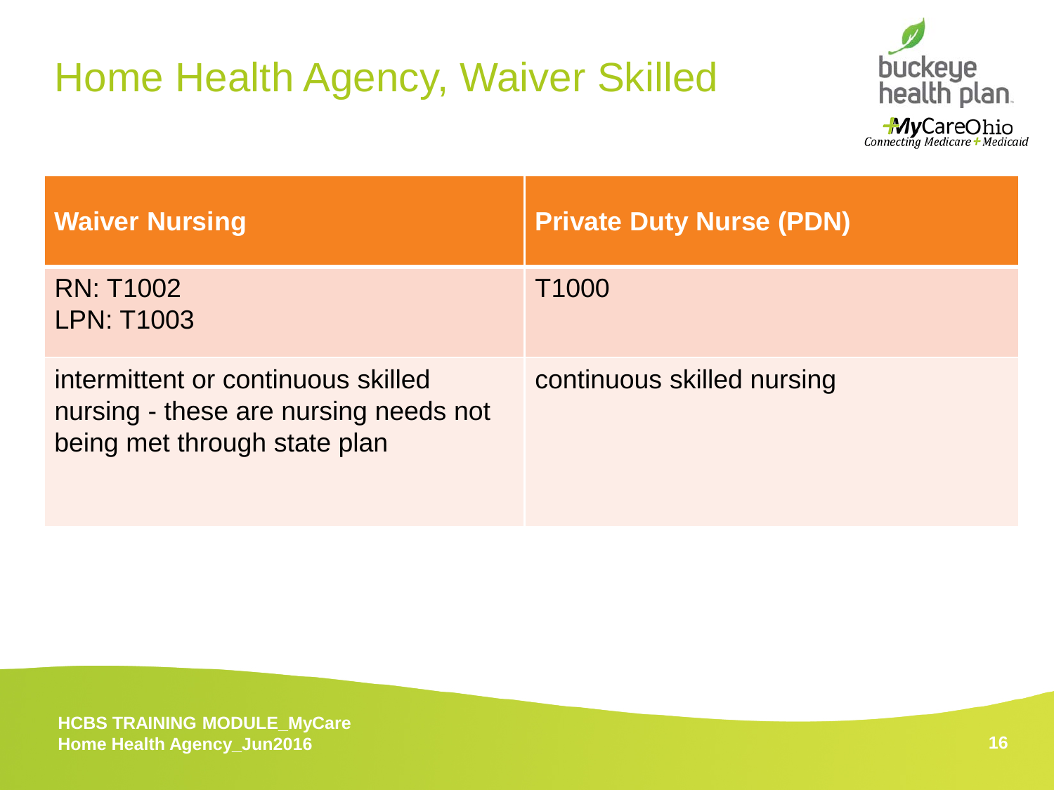# Home Health Agency, Waiver Skilled

| Waiver Nursing | Private Duty Nurse (PDN) |
|---|---|
| RN: T1002<br>LPN: T1003 | T1000 |
| intermittent or continuous skilled nursing - these are nursing needs not being met through state plan | continuous skilled nursing |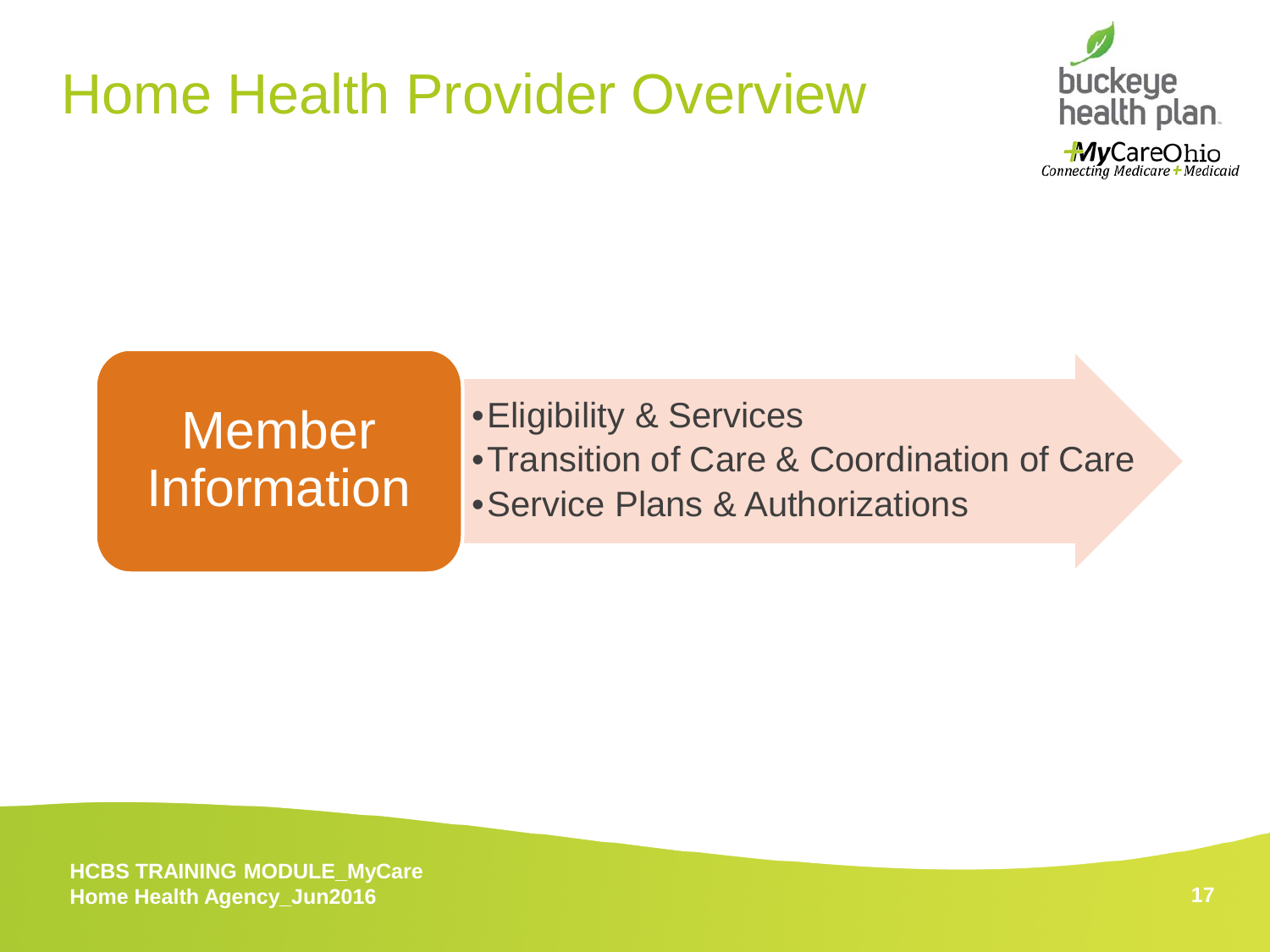# Home Health Provider Overview

## Member Information

- Eligibility & Services
- Transition of Care & Coordination of Care
- Service Plans & Authorizations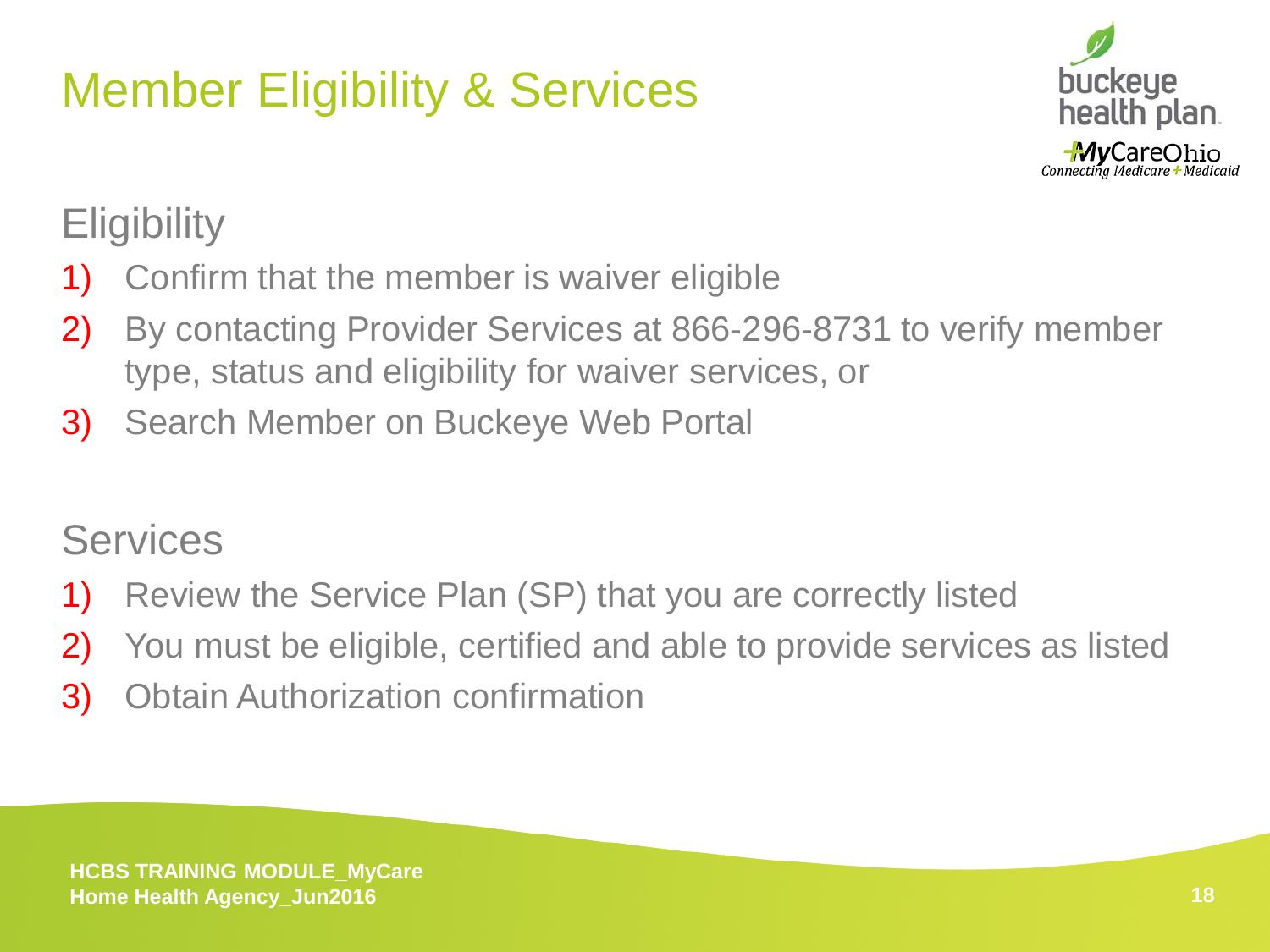# Member Eligibility & Services

## Eligibility

1) Confirm that the member is waiver eligible
2) By contacting Provider Services at 866-296-8731 to verify member type, status and eligibility for waiver services, or
3) Search Member on Buckeye Web Portal

## Services

1) Review the Service Plan (SP) that you are correctly listed
2) You must be eligible, certified and able to provide services as listed
3) Obtain Authorization confirmation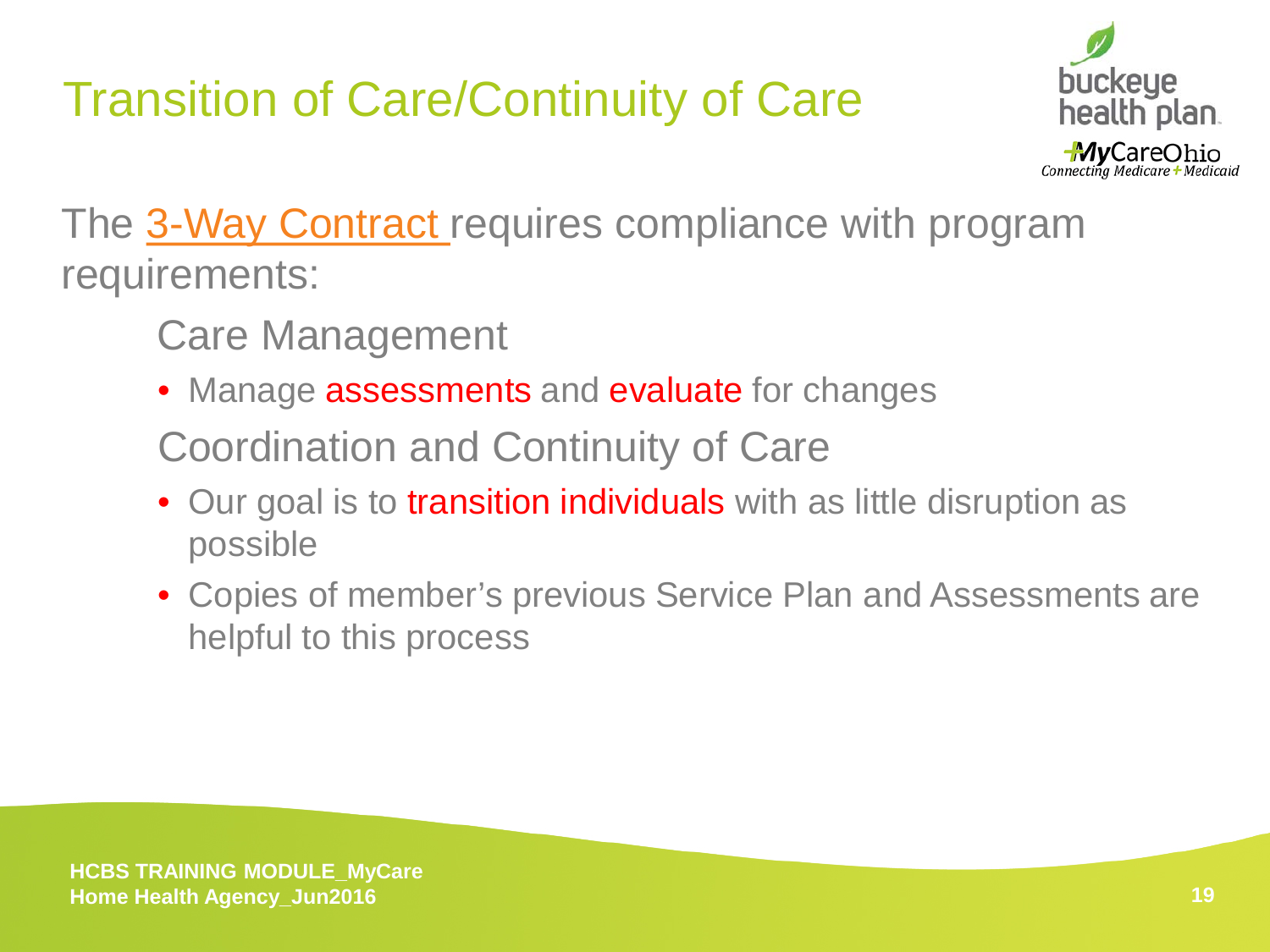# Transition of Care/Continuity of Care

The 3-Way Contract requires compliance with program requirements:

## Care Management

- Manage assessments and evaluate for changes

## Coordination and Continuity of Care

- Our goal is to transition individuals with as little disruption as possible
- Copies of member's previous Service Plan and Assessments are helpful to this process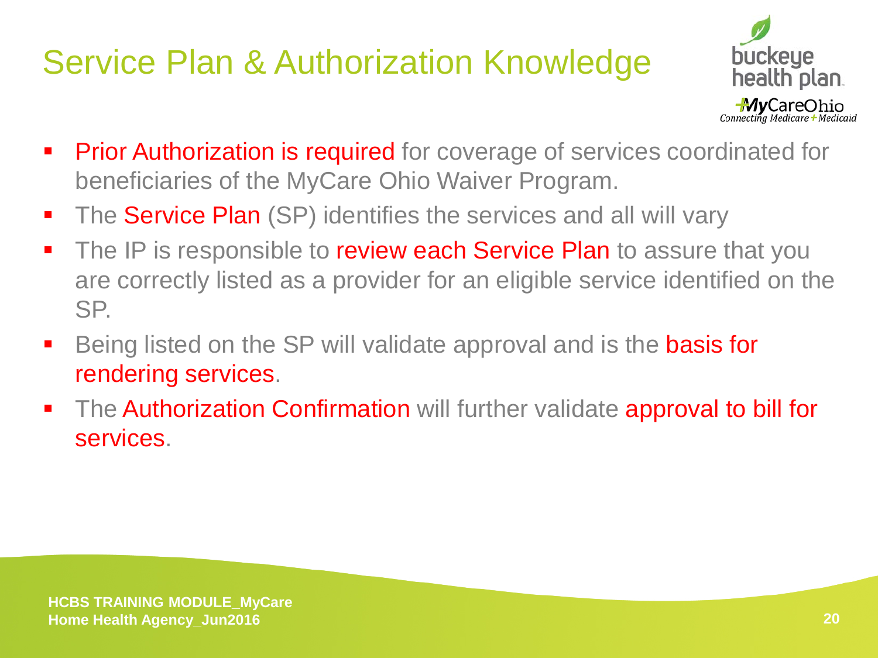# Service Plan & Authorization Knowledge

- Prior Authorization is required for coverage of services coordinated for beneficiaries of the MyCare Ohio Waiver Program.
- The Service Plan (SP) identifies the services and all will vary
- The IP is responsible to review each Service Plan to assure that you are correctly listed as a provider for an eligible service identified on the SP.
- Being listed on the SP will validate approval and is the basis for rendering services.
- The Authorization Confirmation will further validate approval to bill for services.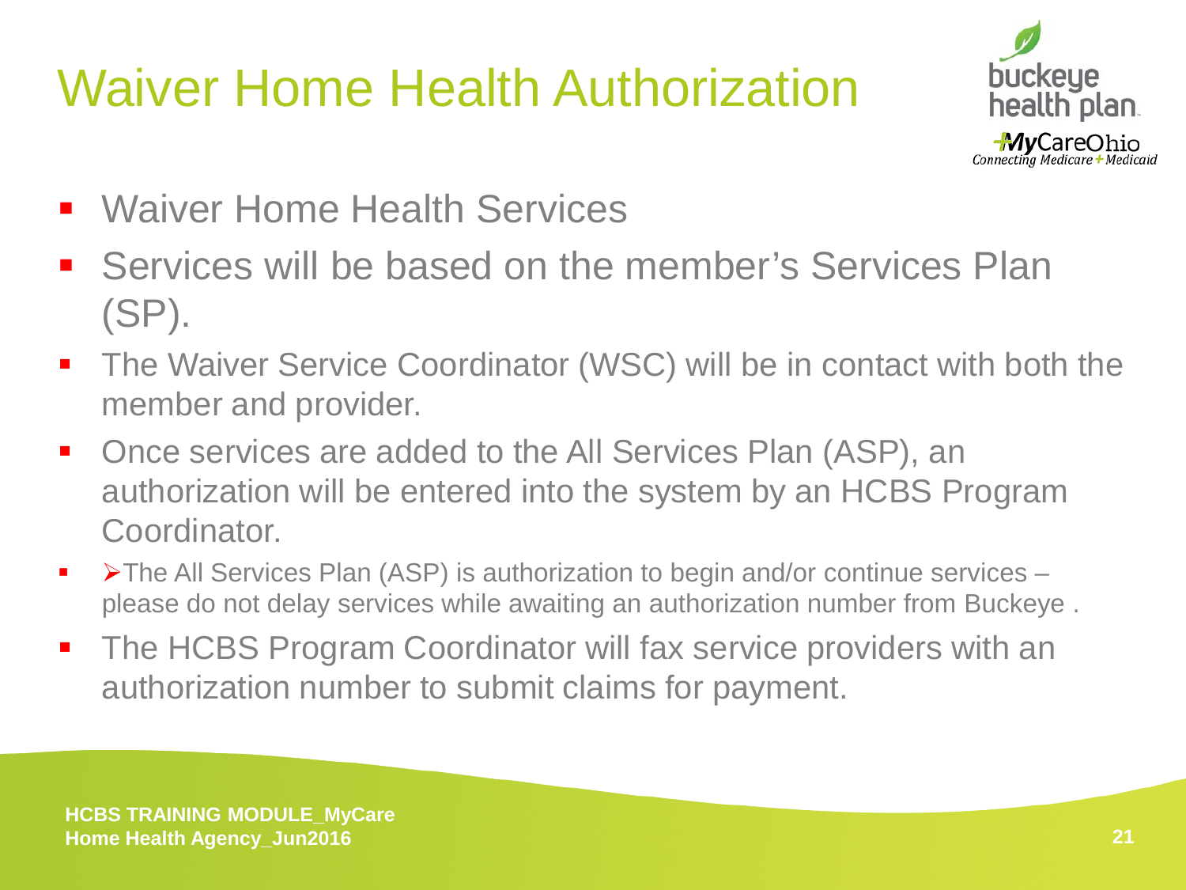# Waiver Home Health Authorization

- Waiver Home Health Services
- Services will be based on the member's Services Plan (SP).
- The Waiver Service Coordinator (WSC) will be in contact with both the member and provider.
- Once services are added to the All Services Plan (ASP), an authorization will be entered into the system by an HCBS Program Coordinator.
  - The All Services Plan (ASP) is authorization to begin and/or continue services – please do not delay services while awaiting an authorization number from Buckeye .
- The HCBS Program Coordinator will fax service providers with an authorization number to submit claims for payment.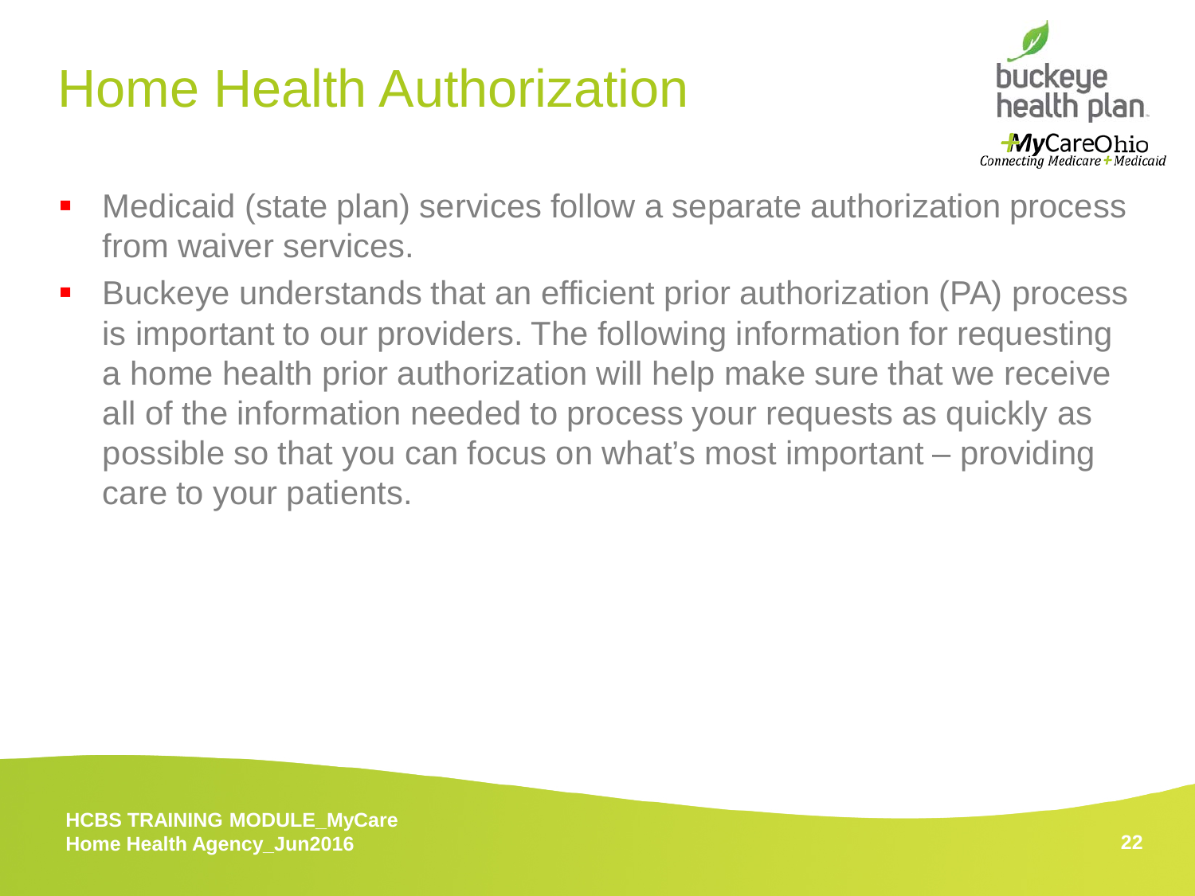# Home Health Authorization

- Medicaid (state plan) services follow a separate authorization process from waiver services.
- Buckeye understands that an efficient prior authorization (PA) process is important to our providers. The following information for requesting a home health prior authorization will help make sure that we receive all of the information needed to process your requests as quickly as possible so that you can focus on what's most important – providing care to your patients.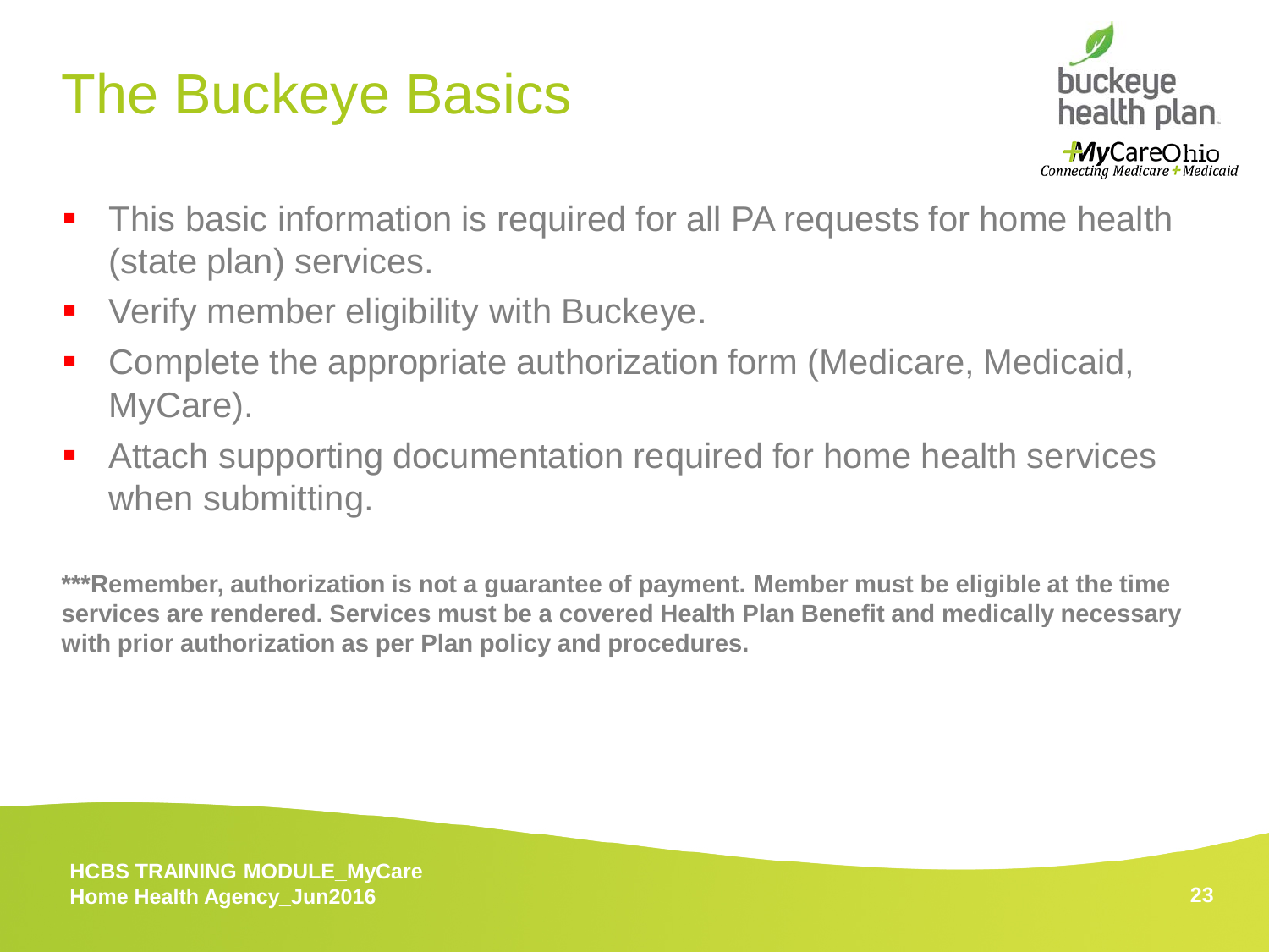# The Buckeye Basics

- This basic information is required for all PA requests for home health (state plan) services.
- Verify member eligibility with Buckeye.
- Complete the appropriate authorization form (Medicare, Medicaid, MyCare).
- Attach supporting documentation required for home health services when submitting.

**\*\*\*Remember, authorization is not a guarantee of payment. Member must be eligible at the time services are rendered. Services must be a covered Health Plan Benefit and medically necessary with prior authorization as per Plan policy and procedures.**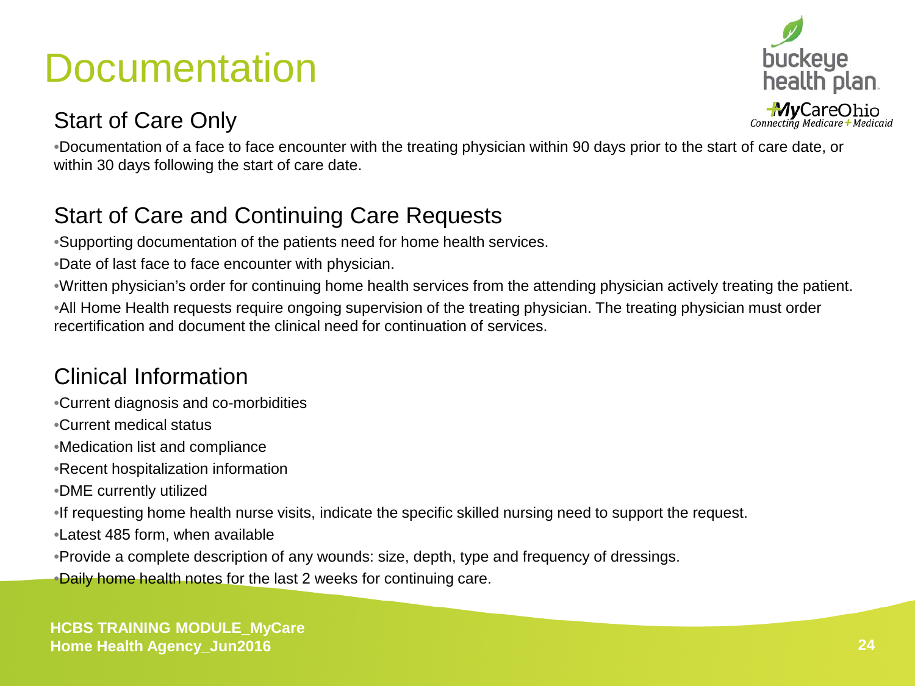# Documentation

## Start of Care Only

- Documentation of a face to face encounter with the treating physician within 90 days prior to the start of care date, or within 30 days following the start of care date.

## Start of Care and Continuing Care Requests

- Supporting documentation of the patients need for home health services.
- Date of last face to face encounter with physician.
- Written physician's order for continuing home health services from the attending physician actively treating the patient.
- All Home Health requests require ongoing supervision of the treating physician. The treating physician must order recertification and document the clinical need for continuation of services.

## Clinical Information

- Current diagnosis and co-morbidities
- Current medical status
- Medication list and compliance
- Recent hospitalization information
- DME currently utilized
- If requesting home health nurse visits, indicate the specific skilled nursing need to support the request.
- Latest 485 form, when available
- Provide a complete description of any wounds: size, depth, type and frequency of dressings.
- Daily home health notes for the last 2 weeks for continuing care.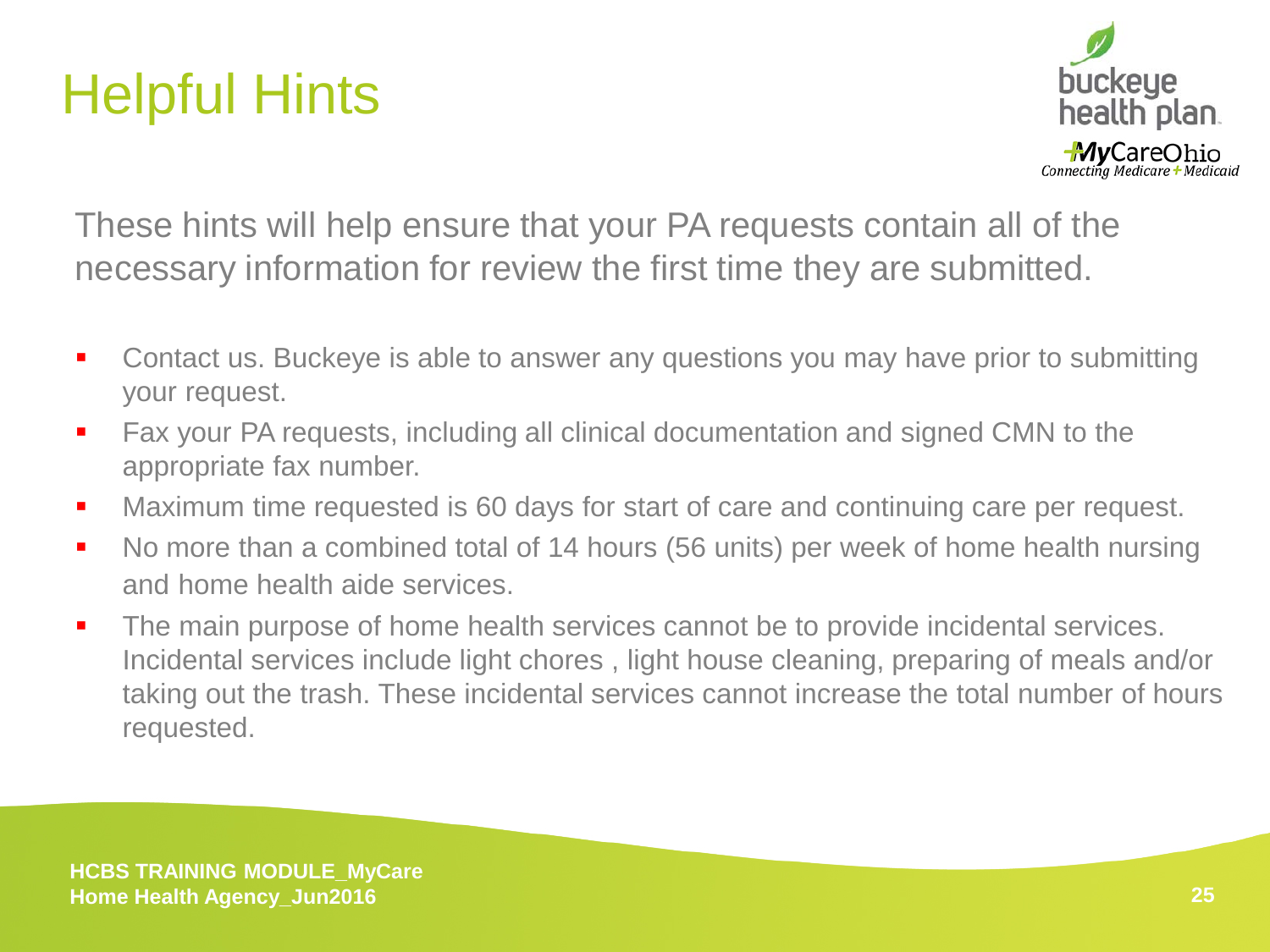# Helpful Hints

These hints will help ensure that your PA requests contain all of the necessary information for review the first time they are submitted.

- Contact us. Buckeye is able to answer any questions you may have prior to submitting your request.
- Fax your PA requests, including all clinical documentation and signed CMN to the appropriate fax number.
- Maximum time requested is 60 days for start of care and continuing care per request.
- No more than a combined total of 14 hours (56 units) per week of home health nursing and home health aide services.
- The main purpose of home health services cannot be to provide incidental services. Incidental services include light chores , light house cleaning, preparing of meals and/or taking out the trash. These incidental services cannot increase the total number of hours requested.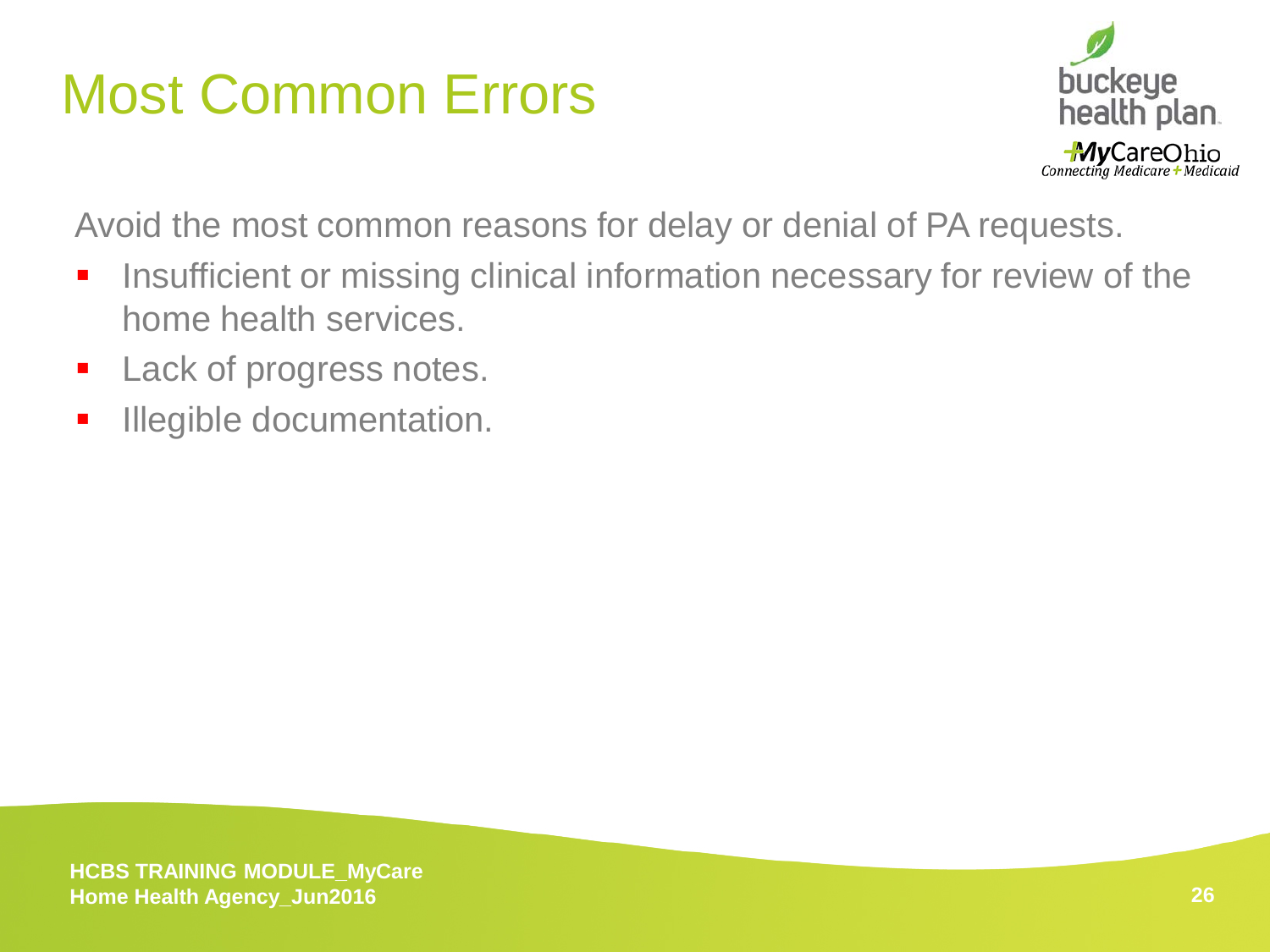# Most Common Errors

Avoid the most common reasons for delay or denial of PA requests.

- Insufficient or missing clinical information necessary for review of the home health services.
- Lack of progress notes.
- Illegible documentation.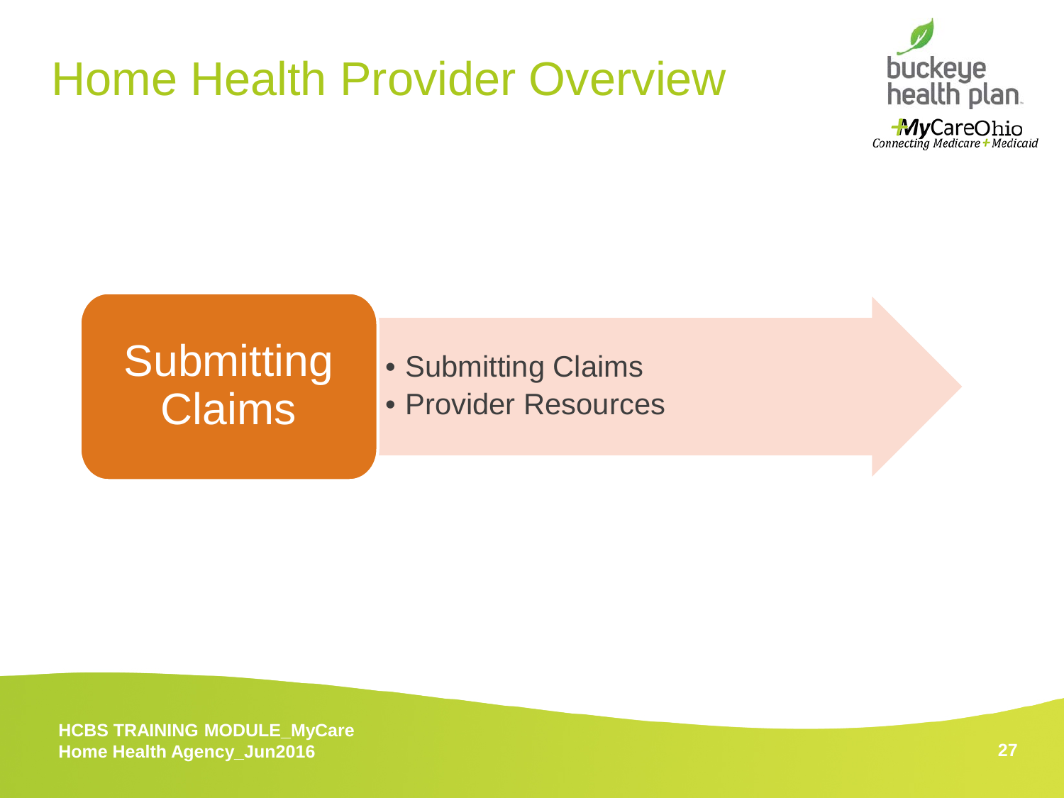# Home Health Provider Overview

## Submitting Claims

- Submitting Claims
- Provider Resources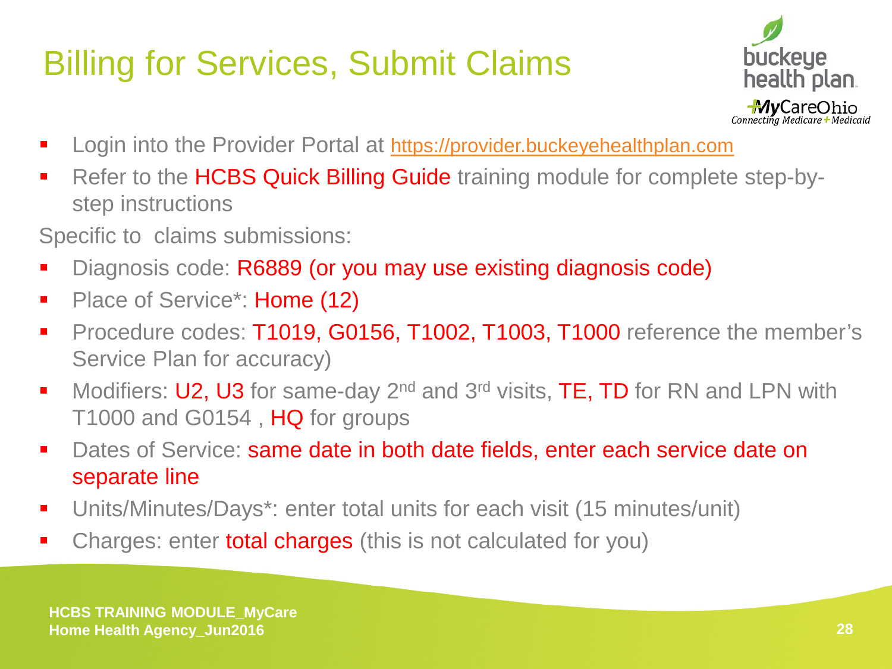# Billing for Services, Submit Claims

- Login into the Provider Portal at https://provider.buckeyehealthplan.com
- Refer to the HCBS Quick Billing Guide training module for complete step-by-step instructions

Specific to claims submissions:

- Diagnosis code: R6889 (or you may use existing diagnosis code)
- Place of Service*: Home (12)
- Procedure codes: T1019, G0156, T1002, T1003, T1000 reference the member's Service Plan for accuracy)
- Modifiers: U2, U3 for same-day 2nd and 3rd visits, TE, TD for RN and LPN with T1000 and G0154 , HQ for groups
- Dates of Service: same date in both date fields, enter each service date on separate line
- Units/Minutes/Days*: enter total units for each visit (15 minutes/unit)
- Charges: enter total charges (this is not calculated for you)

HCBS TRAINING MODULE_MyCare Home Health Agency_Jun2016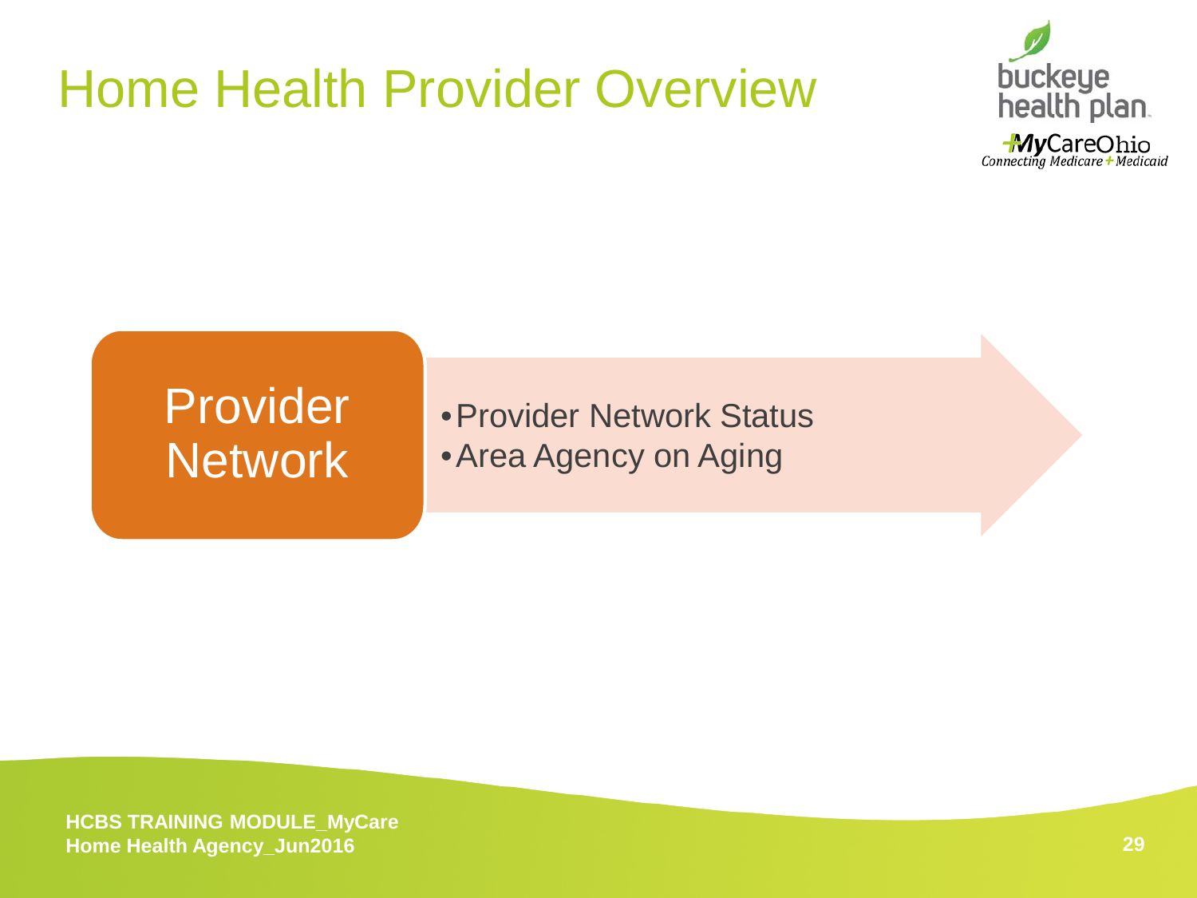# Home Health Provider Overview

**Provider Network**

- Provider Network Status
- Area Agency on Aging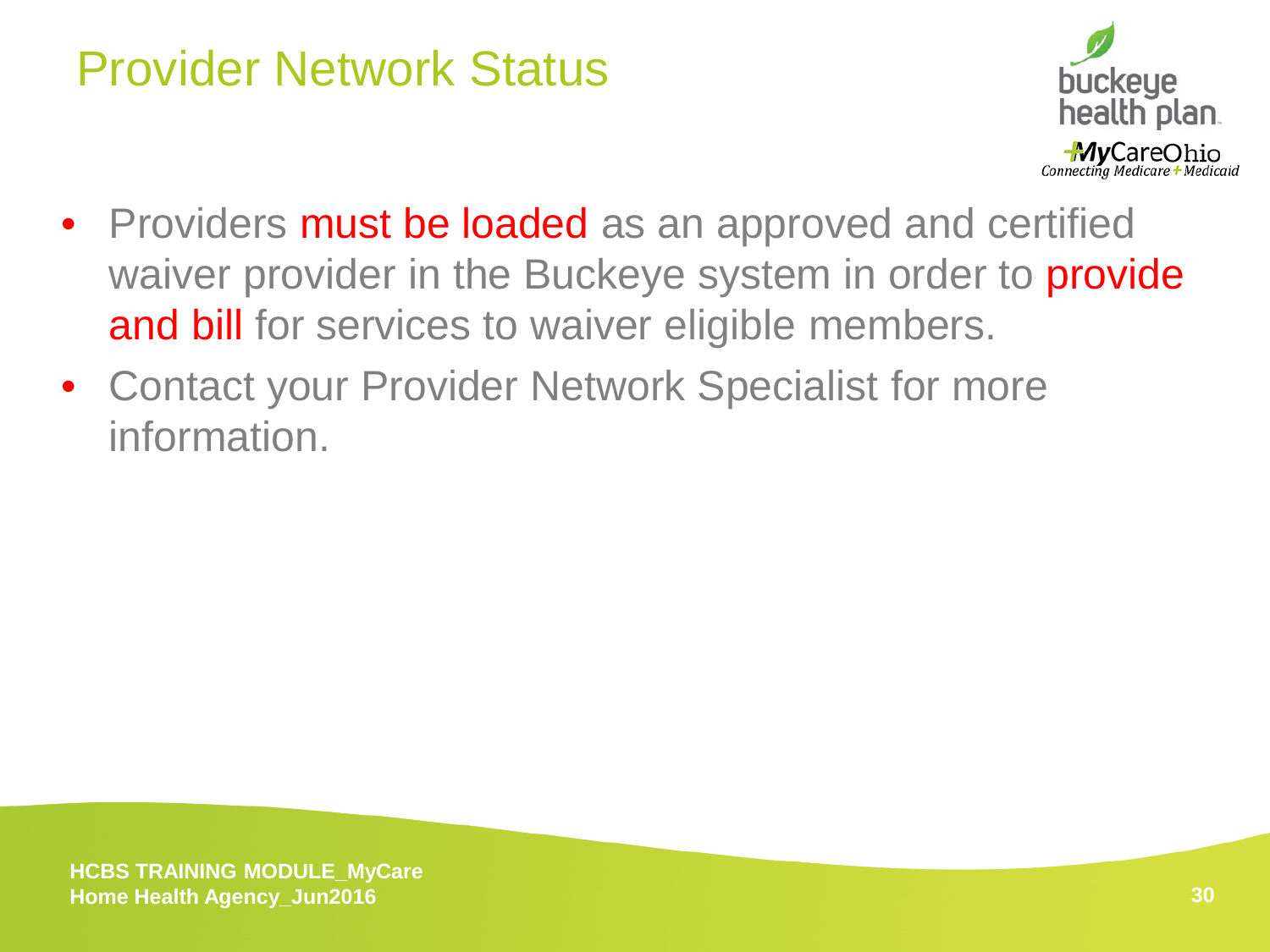# Provider Network Status

- Providers must be loaded as an approved and certified waiver provider in the Buckeye system in order to provide and bill for services to waiver eligible members.
- Contact your Provider Network Specialist for more information.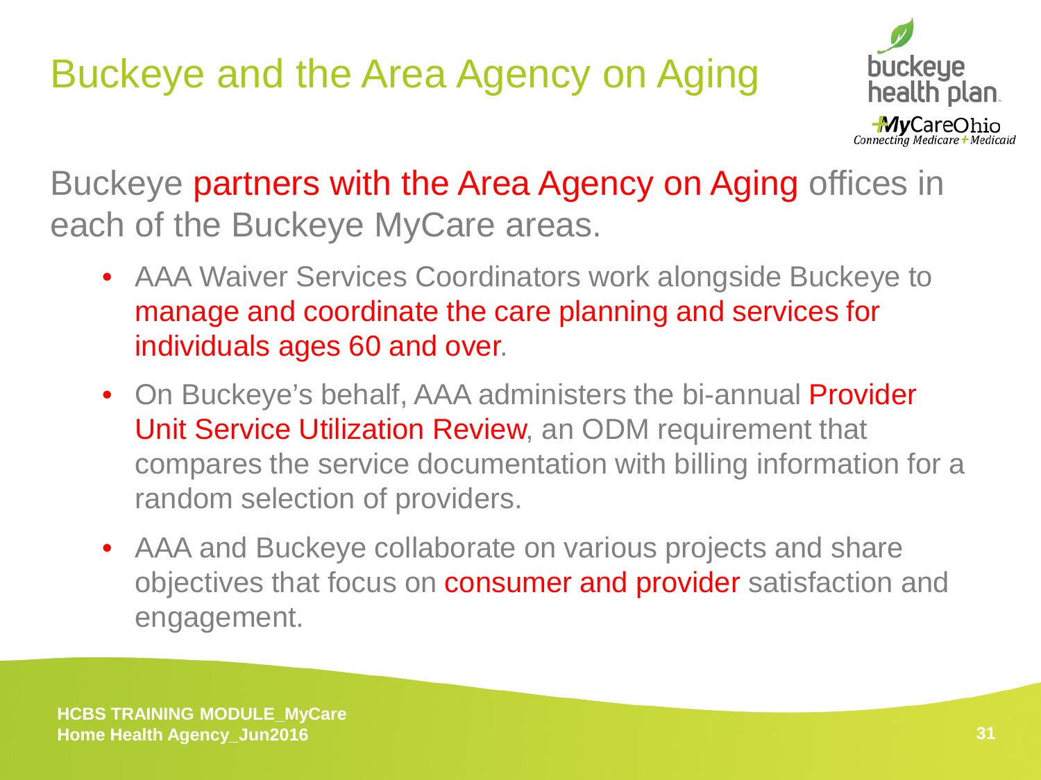# Buckeye and the Area Agency on Aging

Buckeye partners with the Area Agency on Aging offices in each of the Buckeye MyCare areas.

- AAA Waiver Services Coordinators work alongside Buckeye to manage and coordinate the care planning and services for individuals ages 60 and over.
- On Buckeye's behalf, AAA administers the bi-annual Provider Unit Service Utilization Review, an ODM requirement that compares the service documentation with billing information for a random selection of providers.
- AAA and Buckeye collaborate on various projects and share objectives that focus on consumer and provider satisfaction and engagement.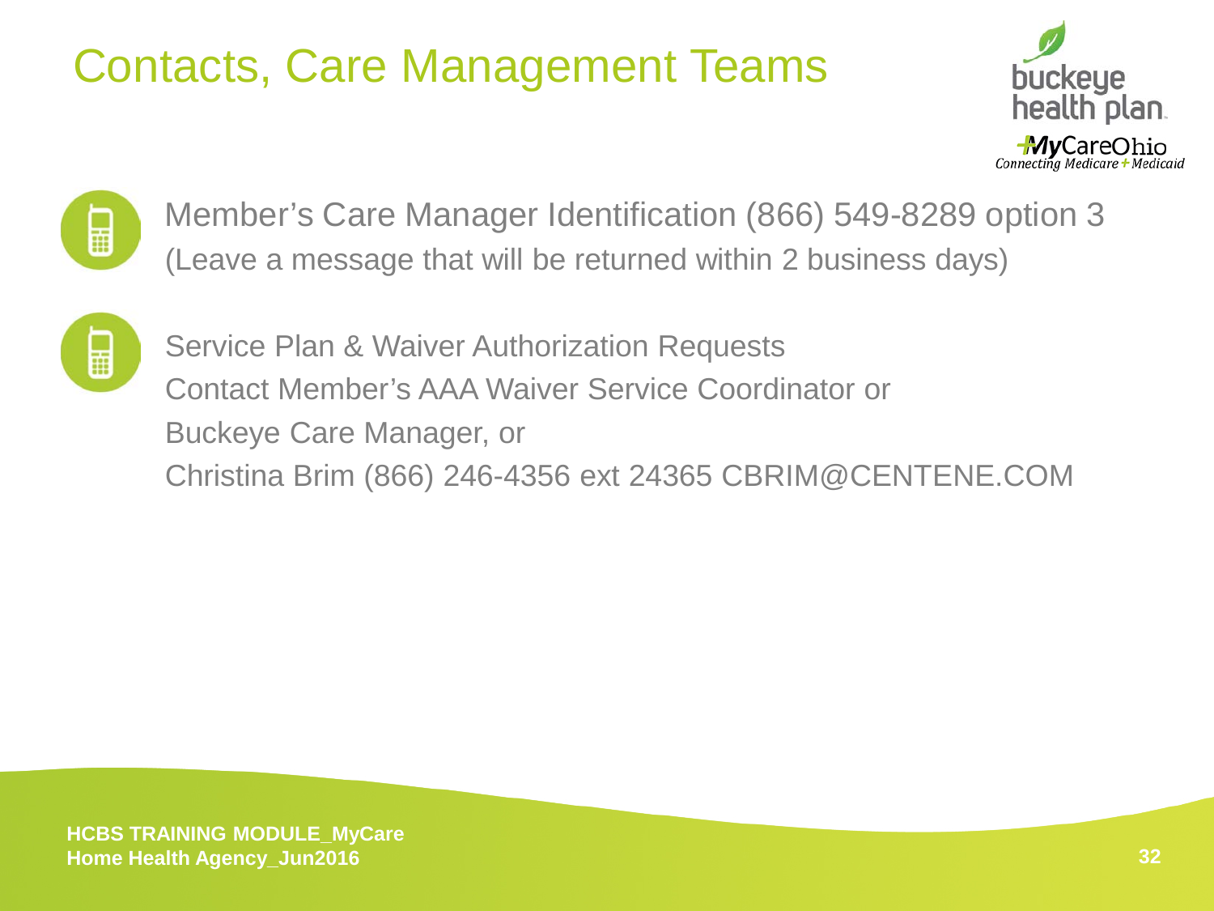# Contacts, Care Management Teams

Member's Care Manager Identification (866) 549-8289 option 3
(Leave a message that will be returned within 2 business days)

Service Plan & Waiver Authorization Requests
Contact Member's AAA Waiver Service Coordinator or
Buckeye Care Manager, or
Christina Brim (866) 246-4356 ext 24365 CBRIM@CENTENE.COM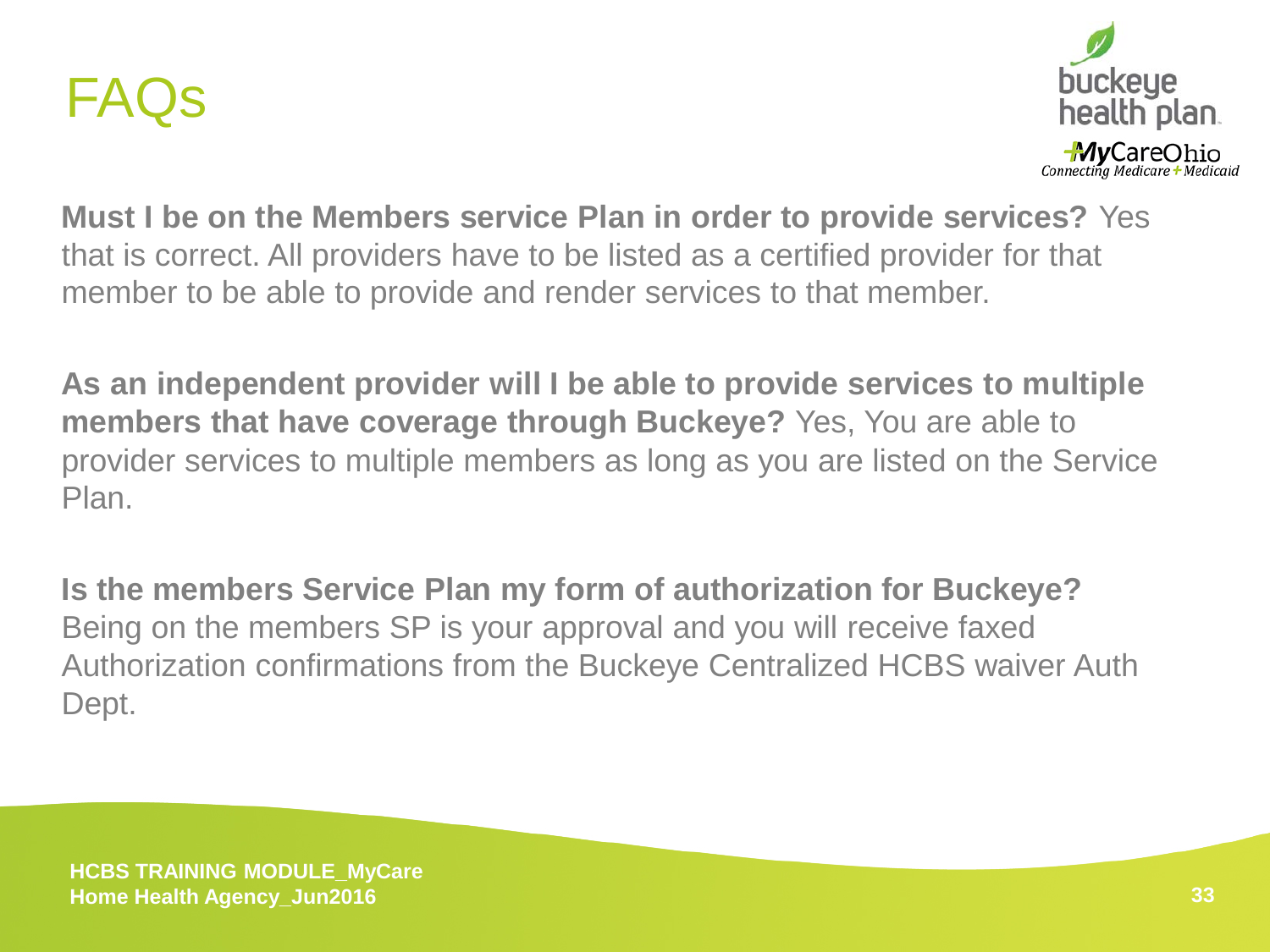# FAQs

**Must I be on the Members service Plan in order to provide services?** Yes that is correct. All providers have to be listed as a certified provider for that member to be able to provide and render services to that member.

**As an independent provider will I be able to provide services to multiple members that have coverage through Buckeye?** Yes, You are able to provider services to multiple members as long as you are listed on the Service Plan.

**Is the members Service Plan my form of authorization for Buckeye?** Being on the members SP is your approval and you will receive faxed Authorization confirmations from the Buckeye Centralized HCBS waiver Auth Dept.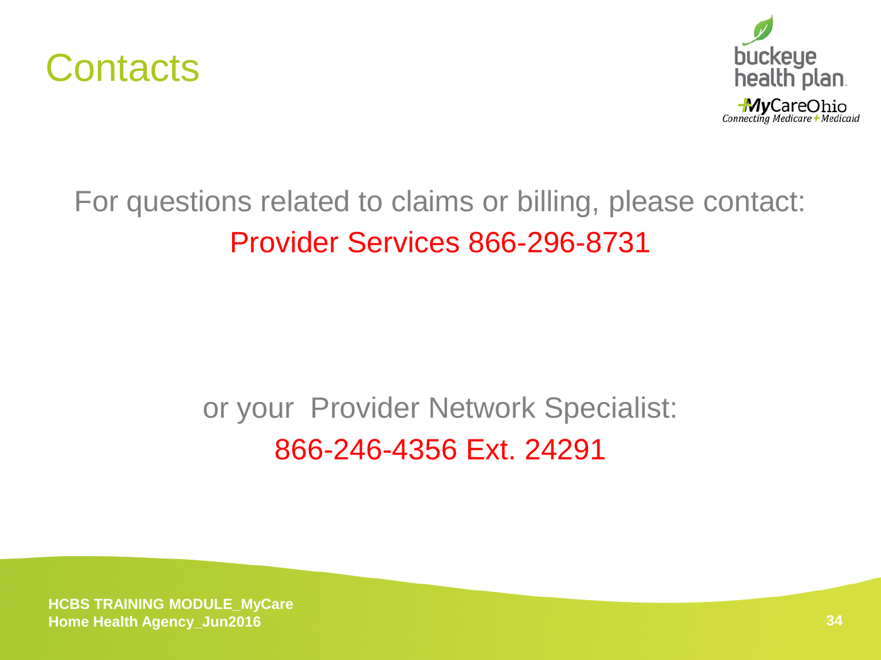# Contacts

For questions related to claims or billing, please contact:

Provider Services 866-296-8731

or your Provider Network Specialist:

866-246-4356 Ext. 24291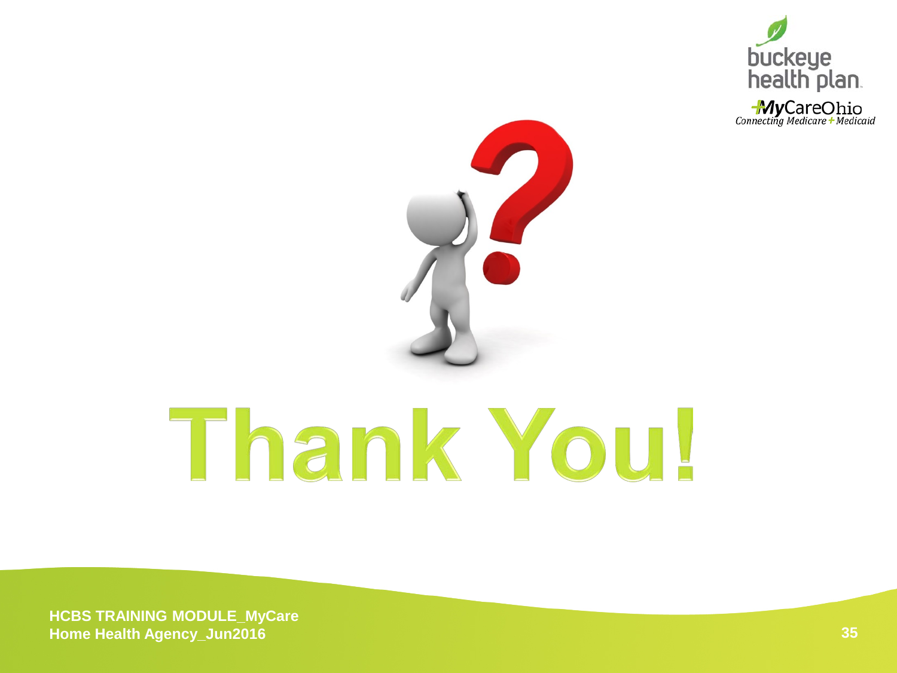# Thank You!